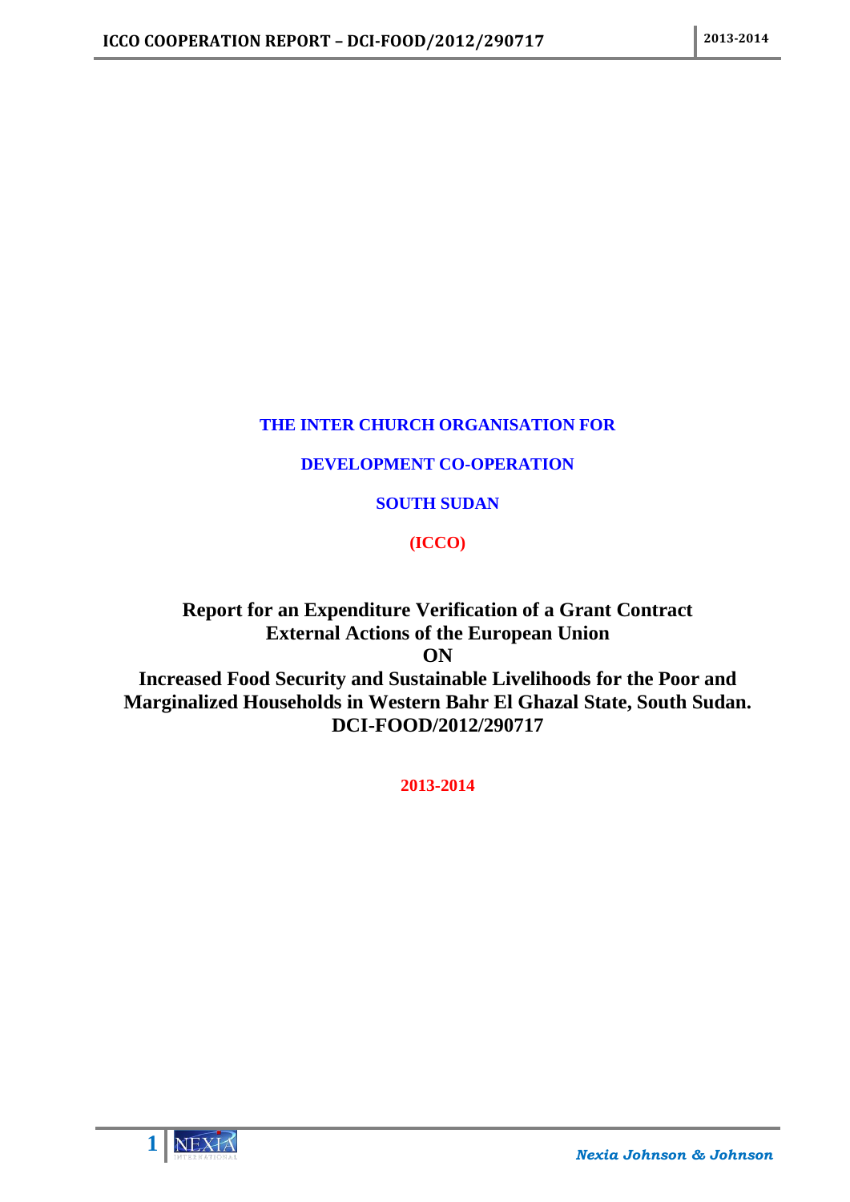**THE INTER CHURCH ORGANISATION FOR**

**DEVELOPMENT CO-OPERATION**

**SOUTH SUDAN**

**(ICCO)**

# Report for an Expenditure Verification of a Grant Contract External Actions of the European Union ON Increased Food Security and Sustainable Livelihoods for the Poor and Marginalized Households in Western Bahr El Ghazal State, South Sudan. DCI-FOOD/2012/290717

**2013-2014**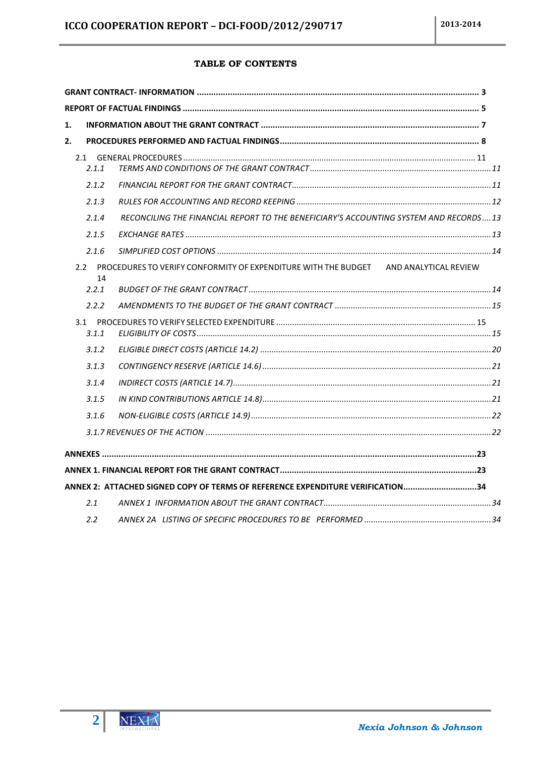# TABLE OF CONTENTS

**GRANT CONTRACT- INFORMATION** ..... 3

**REPORT OF FACTUAL FINDINGS** ..... 5

**1. INFORMATION ABOUT THE GRANT CONTRACT** ..... 7

**2. PROCEDURES PERFORMED AND FACTUAL FINDINGS** ..... 8

- 2.1 GENERAL PROCEDURES ..... 11
  - *2.1.1 TERMS AND CONDITIONS OF THE GRANT CONTRACT* ..... 11
  - *2.1.2 FINANCIAL REPORT FOR THE GRANT CONTRACT* ..... 11
  - *2.1.3 RULES FOR ACCOUNTING AND RECORD KEEPING* ..... 12
  - *2.1.4 RECONCILING THE FINANCIAL REPORT TO THE BENEFICIARY'S ACCOUNTING SYSTEM AND RECORDS* ..... 13
  - *2.1.5 EXCHANGE RATES* ..... 13
  - *2.1.6 SIMPLIFIED COST OPTIONS* ..... 14
- 2.2 PROCEDURES TO VERIFY CONFORMITY OF EXPENDITURE WITH THE BUDGET AND ANALYTICAL REVIEW ..... 14
  - *2.2.1 BUDGET OF THE GRANT CONTRACT* ..... 14
  - *2.2.2 AMENDMENTS TO THE BUDGET OF THE GRANT CONTRACT* ..... 15
- 3.1 PROCEDURES TO VERIFY SELECTED EXPENDITURE ..... 15
  - *3.1.1 ELIGIBILITY OF COSTS* ..... 15
  - *3.1.2 ELIGIBLE DIRECT COSTS (ARTICLE 14.2)* ..... 20
  - *3.1.3 CONTINGENCY RESERVE (ARTICLE 14.6)* ..... 21
  - *3.1.4 INDIRECT COSTS (ARTICLE 14.7)* ..... 21
  - *3.1.5 IN KIND CONTRIBUTIONS ARTICLE 14.8)* ..... 21
  - *3.1.6 NON-ELIGIBLE COSTS (ARTICLE 14.9)* ..... 22
  - *3.1.7 REVENUES OF THE ACTION* ..... 22

**ANNEXES** ..... 23

**ANNEX 1. FINANCIAL REPORT FOR THE GRANT CONTRACT** ..... 23

**ANNEX 2: ATTACHED SIGNED COPY OF TERMS OF REFERENCE EXPENDITURE VERIFICATION** ..... 34

- *2.1 ANNEX 1 INFORMATION ABOUT THE GRANT CONTRACT* ..... 34
- *2.2 ANNEX 2A LISTING OF SPECIFIC PROCEDURES TO BE PERFORMED* ..... 34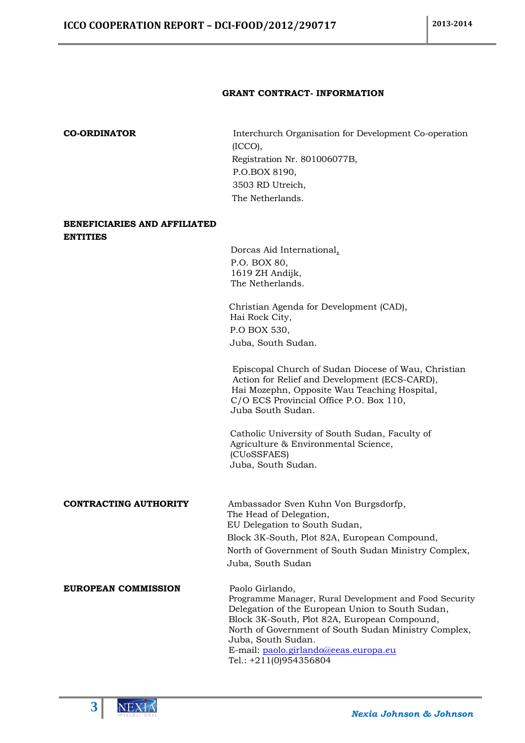**GRANT CONTRACT- INFORMATION**

**CO-ORDINATOR**

Interchurch Organisation for Development Co-operation (ICCO),
Registration Nr. 801006077B,
P.O.BOX 8190,
3503 RD Utreich,
The Netherlands.

**BENEFICIARIES AND AFFILIATED ENTITIES**

Dorcas Aid International,
P.O. BOX 80,
1619 ZH Andijk,
The Netherlands.

Christian Agenda for Development (CAD),
Hai Rock City,
P.O BOX 530,
Juba, South Sudan.

Episcopal Church of Sudan Diocese of Wau, Christian Action for Relief and Development (ECS-CARD),
Hai Mozephn, Opposite Wau Teaching Hospital,
C/O ECS Provincial Office P.O. Box 110,
Juba South Sudan.

Catholic University of South Sudan, Faculty of Agriculture & Environmental Science,
(CUoSSFAES)
Juba, South Sudan.

**CONTRACTING AUTHORITY**

Ambassador Sven Kuhn Von Burgsdorfp,
The Head of Delegation,
EU Delegation to South Sudan,
Block 3K-South, Plot 82A, European Compound,
North of Government of South Sudan Ministry Complex,
Juba, South Sudan

**EUROPEAN COMMISSION**

Paolo Girlando,
Programme Manager, Rural Development and Food Security
Delegation of the European Union to South Sudan,
Block 3K-South, Plot 82A, European Compound,
North of Government of South Sudan Ministry Complex,
Juba, South Sudan.
E-mail: paolo.girlando@eeas.europa.eu
Tel.: +211(0)954356804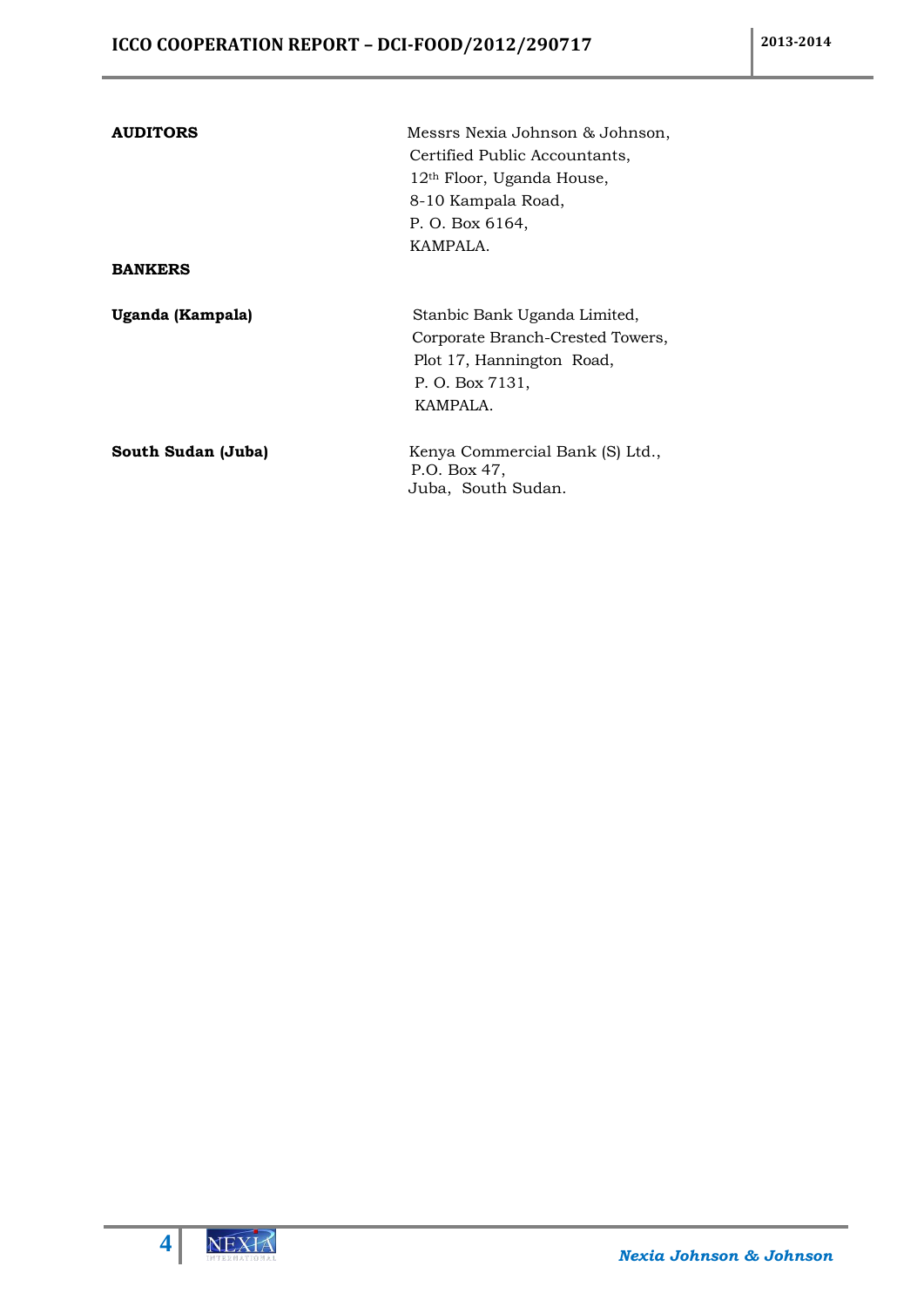**AUDITORS**

Messrs Nexia Johnson & Johnson,
Certified Public Accountants,
12th Floor, Uganda House,
8-10 Kampala Road,
P. O. Box 6164,
KAMPALA.

**BANKERS**

**Uganda (Kampala)**

Stanbic Bank Uganda Limited,
Corporate Branch-Crested Towers,
Plot 17, Hannington Road,
P. O. Box 7131,
KAMPALA.

**South Sudan (Juba)**

Kenya Commercial Bank (S) Ltd.,
P.O. Box 47,
Juba, South Sudan.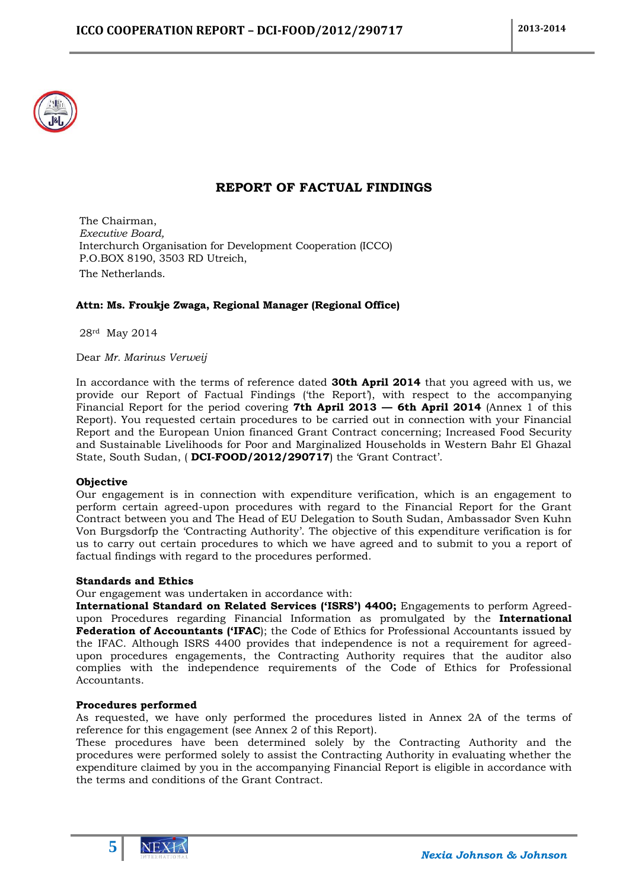# REPORT OF FACTUAL FINDINGS

The Chairman,
*Executive Board,*
Interchurch Organisation for Development Cooperation (ICCO)
P.O.BOX 8190, 3503 RD Utreich,
The Netherlands.

**Attn: Ms. Froukje Zwaga, Regional Manager (Regional Office)**

28rd May 2014

Dear *Mr. Marinus Verweij*

In accordance with the terms of reference dated **30th April 2014** that you agreed with us, we provide our Report of Factual Findings ('the Report'), with respect to the accompanying Financial Report for the period covering **7th April 2013 — 6th April 2014** (Annex 1 of this Report). You requested certain procedures to be carried out in connection with your Financial Report and the European Union financed Grant Contract concerning; Increased Food Security and Sustainable Livelihoods for Poor and Marginalized Households in Western Bahr El Ghazal State, South Sudan, ( **DCI-FOOD/2012/290717**) the 'Grant Contract'.

**Objective**

Our engagement is in connection with expenditure verification, which is an engagement to perform certain agreed-upon procedures with regard to the Financial Report for the Grant Contract between you and The Head of EU Delegation to South Sudan, Ambassador Sven Kuhn Von Burgsdorfp the 'Contracting Authority'. The objective of this expenditure verification is for us to carry out certain procedures to which we have agreed and to submit to you a report of factual findings with regard to the procedures performed.

**Standards and Ethics**

Our engagement was undertaken in accordance with:

**International Standard on Related Services ('ISRS') 4400;** Engagements to perform Agreed-upon Procedures regarding Financial Information as promulgated by the **International Federation of Accountants ('IFAC**); the Code of Ethics for Professional Accountants issued by the IFAC. Although ISRS 4400 provides that independence is not a requirement for agreed-upon procedures engagements, the Contracting Authority requires that the auditor also complies with the independence requirements of the Code of Ethics for Professional Accountants.

**Procedures performed**

As requested, we have only performed the procedures listed in Annex 2A of the terms of reference for this engagement (see Annex 2 of this Report).

These procedures have been determined solely by the Contracting Authority and the procedures were performed solely to assist the Contracting Authority in evaluating whether the expenditure claimed by you in the accompanying Financial Report is eligible in accordance with the terms and conditions of the Grant Contract.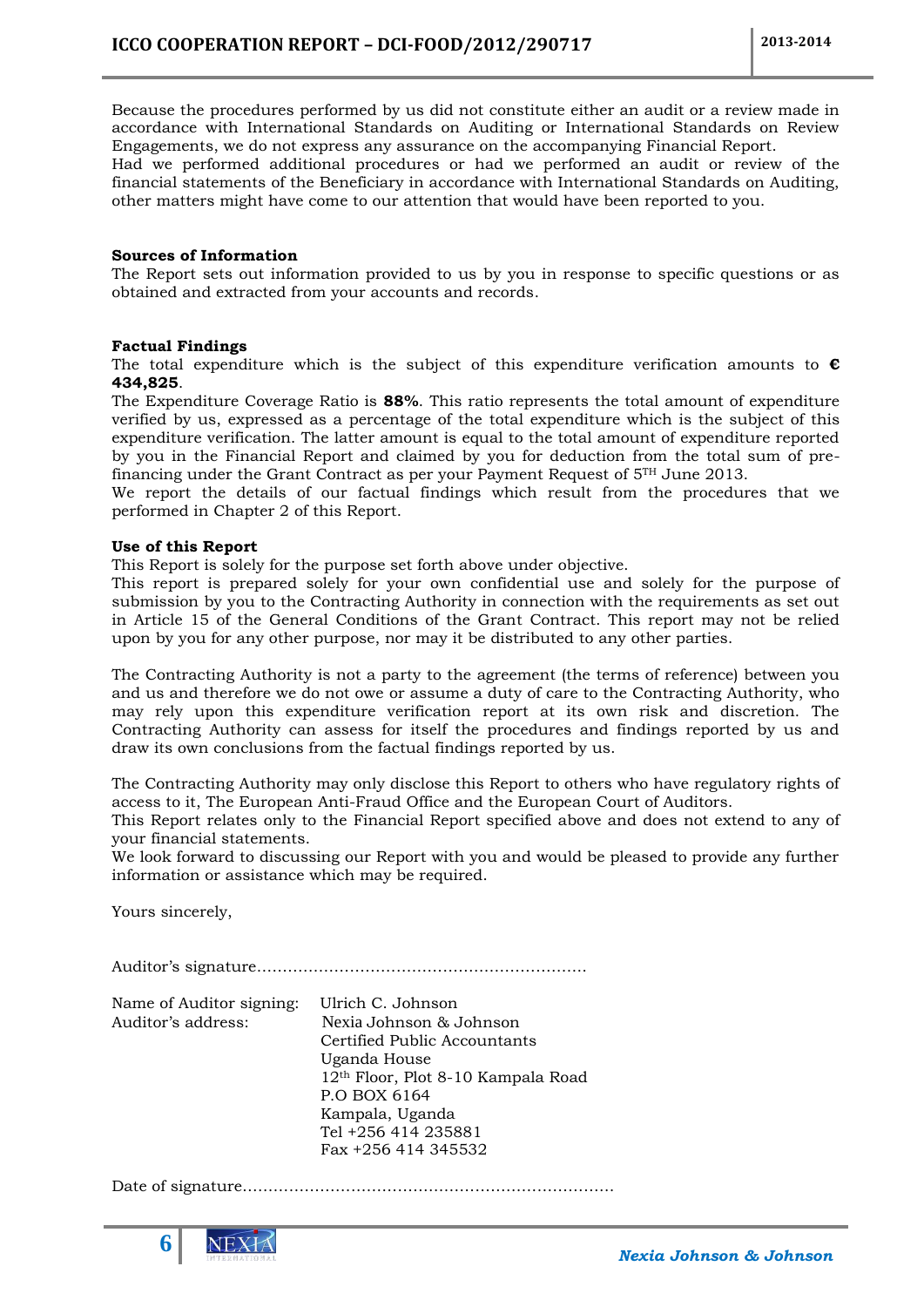Because the procedures performed by us did not constitute either an audit or a review made in accordance with International Standards on Auditing or International Standards on Review Engagements, we do not express any assurance on the accompanying Financial Report.
Had we performed additional procedures or had we performed an audit or review of the financial statements of the Beneficiary in accordance with International Standards on Auditing, other matters might have come to our attention that would have been reported to you.

**Sources of Information**
The Report sets out information provided to us by you in response to specific questions or as obtained and extracted from your accounts and records.

**Factual Findings**
The total expenditure which is the subject of this expenditure verification amounts to **€ 434,825**.
The Expenditure Coverage Ratio is **88%**. This ratio represents the total amount of expenditure verified by us, expressed as a percentage of the total expenditure which is the subject of this expenditure verification. The latter amount is equal to the total amount of expenditure reported by you in the Financial Report and claimed by you for deduction from the total sum of pre-financing under the Grant Contract as per your Payment Request of 5TH June 2013.
We report the details of our factual findings which result from the procedures that we performed in Chapter 2 of this Report.

**Use of this Report**
This Report is solely for the purpose set forth above under objective.
This report is prepared solely for your own confidential use and solely for the purpose of submission by you to the Contracting Authority in connection with the requirements as set out in Article 15 of the General Conditions of the Grant Contract. This report may not be relied upon by you for any other purpose, nor may it be distributed to any other parties.

The Contracting Authority is not a party to the agreement (the terms of reference) between you and us and therefore we do not owe or assume a duty of care to the Contracting Authority, who may rely upon this expenditure verification report at its own risk and discretion. The Contracting Authority can assess for itself the procedures and findings reported by us and draw its own conclusions from the factual findings reported by us.

The Contracting Authority may only disclose this Report to others who have regulatory rights of access to it, The European Anti-Fraud Office and the European Court of Auditors.
This Report relates only to the Financial Report specified above and does not extend to any of your financial statements.
We look forward to discussing our Report with you and would be pleased to provide any further information or assistance which may be required.

Yours sincerely,

Auditor's signature..............................................................

Name of Auditor signing: Ulrich C. Johnson
Auditor's address: Nexia Johnson & Johnson
Certified Public Accountants
Uganda House
12th Floor, Plot 8-10 Kampala Road
P.O BOX 6164
Kampala, Uganda
Tel +256 414 235881
Fax +256 414 345532

Date of signature......................................................................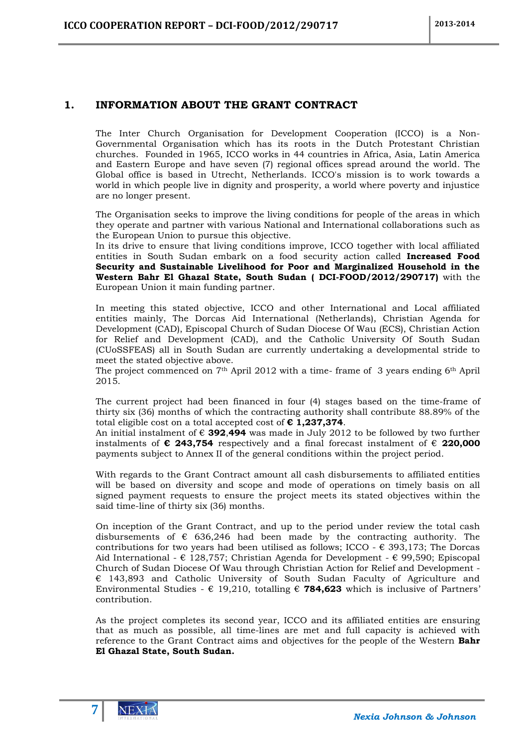# 1. INFORMATION ABOUT THE GRANT CONTRACT

The Inter Church Organisation for Development Cooperation (ICCO) is a Non-Governmental Organisation which has its roots in the Dutch Protestant Christian churches. Founded in 1965, ICCO works in 44 countries in Africa, Asia, Latin America and Eastern Europe and have seven (7) regional offices spread around the world. The Global office is based in Utrecht, Netherlands. ICCO's mission is to work towards a world in which people live in dignity and prosperity, a world where poverty and injustice are no longer present.

The Organisation seeks to improve the living conditions for people of the areas in which they operate and partner with various National and International collaborations such as the European Union to pursue this objective.
In its drive to ensure that living conditions improve, ICCO together with local affiliated entities in South Sudan embark on a food security action called **Increased Food Security and Sustainable Livelihood for Poor and Marginalized Household in the Western Bahr El Ghazal State, South Sudan ( DCI-FOOD/2012/290717)** with the European Union it main funding partner.

In meeting this stated objective, ICCO and other International and Local affiliated entities mainly, The Dorcas Aid International (Netherlands), Christian Agenda for Development (CAD), Episcopal Church of Sudan Diocese Of Wau (ECS), Christian Action for Relief and Development (CAD), and the Catholic University Of South Sudan (CUoSSFEAS) all in South Sudan are currently undertaking a developmental stride to meet the stated objective above.
The project commenced on 7th April 2012 with a time- frame of 3 years ending 6th April 2015.

The current project had been financed in four (4) stages based on the time-frame of thirty six (36) months of which the contracting authority shall contribute 88.89% of the total eligible cost on a total accepted cost of **€ 1,237,374**.
An initial instalment of € **392**,**494** was made in July 2012 to be followed by two further instalments of **€ 243,754** respectively and a final forecast instalment of € **220,000** payments subject to Annex II of the general conditions within the project period.

With regards to the Grant Contract amount all cash disbursements to affiliated entities will be based on diversity and scope and mode of operations on timely basis on all signed payment requests to ensure the project meets its stated objectives within the said time-line of thirty six (36) months.

On inception of the Grant Contract, and up to the period under review the total cash disbursements of € 636,246 had been made by the contracting authority. The contributions for two years had been utilised as follows; ICCO - € 393,173; The Dorcas Aid International - € 128,757; Christian Agenda for Development - € 99,590; Episcopal Church of Sudan Diocese Of Wau through Christian Action for Relief and Development - € 143,893 and Catholic University of South Sudan Faculty of Agriculture and Environmental Studies - € 19,210, totalling € **784,623** which is inclusive of Partners' contribution.

As the project completes its second year, ICCO and its affiliated entities are ensuring that as much as possible, all time-lines are met and full capacity is achieved with reference to the Grant Contract aims and objectives for the people of the Western **Bahr El Ghazal State, South Sudan.**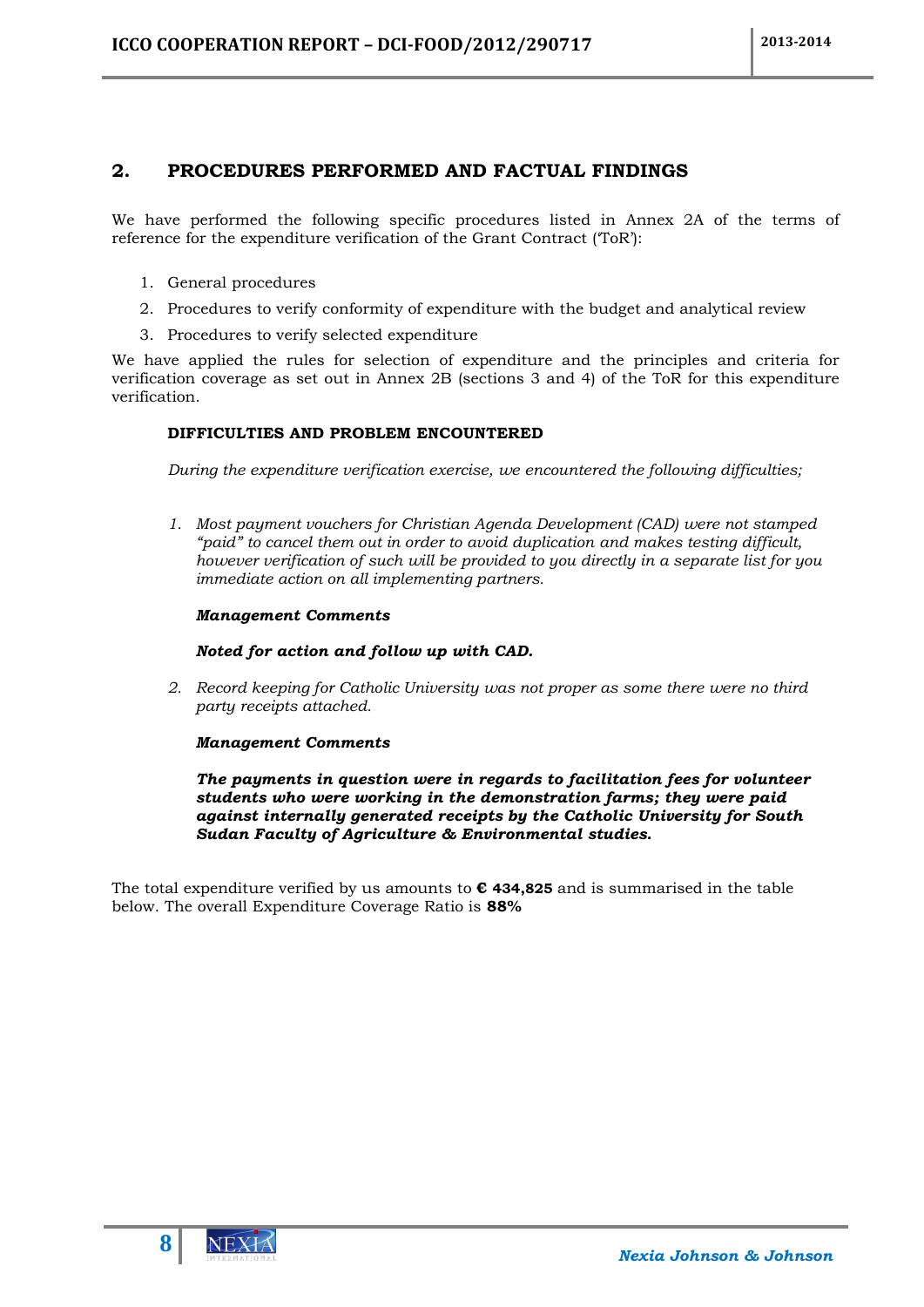## 2. PROCEDURES PERFORMED AND FACTUAL FINDINGS

We have performed the following specific procedures listed in Annex 2A of the terms of reference for the expenditure verification of the Grant Contract ('ToR'):

1. General procedures
2. Procedures to verify conformity of expenditure with the budget and analytical review
3. Procedures to verify selected expenditure

We have applied the rules for selection of expenditure and the principles and criteria for verification coverage as set out in Annex 2B (sections 3 and 4) of the ToR for this expenditure verification.

**DIFFICULTIES AND PROBLEM ENCOUNTERED**

*During the expenditure verification exercise, we encountered the following difficulties;*

1. *Most payment vouchers for Christian Agenda Development (CAD) were not stamped "paid" to cancel them out in order to avoid duplication and makes testing difficult, however verification of such will be provided to you directly in a separate list for you immediate action on all implementing partners.*

   ***Management Comments***

   ***Noted for action and follow up with CAD.***

2. *Record keeping for Catholic University was not proper as some there were no third party receipts attached.*

   ***Management Comments***

   ***The payments in question were in regards to facilitation fees for volunteer students who were working in the demonstration farms; they were paid against internally generated receipts by the Catholic University for South Sudan Faculty of Agriculture & Environmental studies.***

The total expenditure verified by us amounts to **€ 434,825** and is summarised in the table below. The overall Expenditure Coverage Ratio is **88%**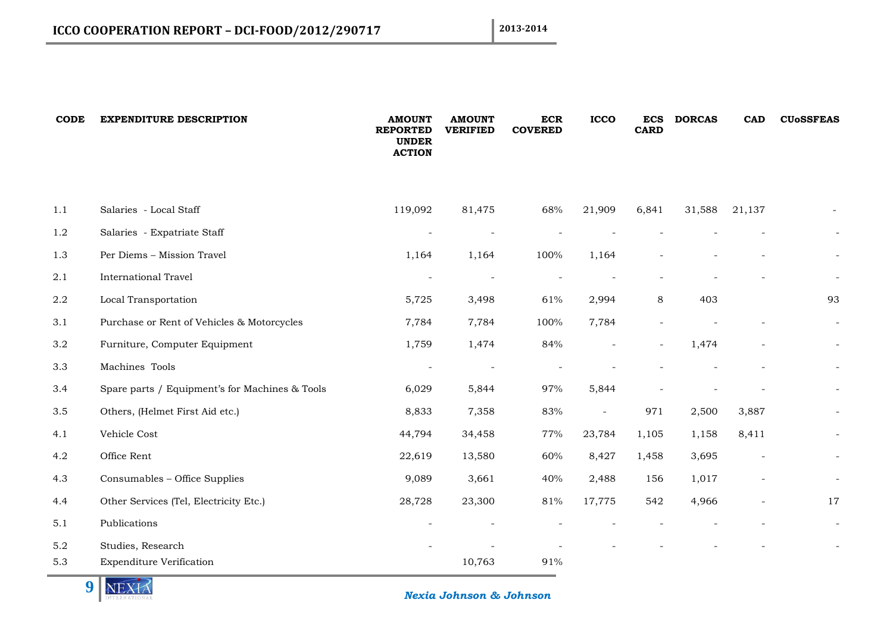| CODE | EXPENDITURE DESCRIPTION | AMOUNT REPORTED UNDER ACTION | AMOUNT VERIFIED | ECR COVERED | ICCO | ECS CARD | DORCAS | CAD | CUoSSFEAS |
|---|---|---|---|---|---|---|---|---|---|
| 1.1 | Salaries - Local Staff | 119,092 | 81,475 | 68% | 21,909 | 6,841 | 31,588 | 21,137 | - |
| 1.2 | Salaries - Expatriate Staff | - | - | - | - | - | - | - | - |
| 1.3 | Per Diems – Mission Travel | 1,164 | 1,164 | 100% | 1,164 | - | - | - | - |
| 2.1 | International Travel | - | - | - | - | - | - | - | - |
| 2.2 | Local Transportation | 5,725 | 3,498 | 61% | 2,994 | 8 | 403 | | 93 |
| 3.1 | Purchase or Rent of Vehicles & Motorcycles | 7,784 | 7,784 | 100% | 7,784 | - | - | - | - |
| 3.2 | Furniture, Computer Equipment | 1,759 | 1,474 | 84% | - | - | 1,474 | - | - |
| 3.3 | Machines Tools | - | - | - | - | - | - | - | - |
| 3.4 | Spare parts / Equipment's for Machines & Tools | 6,029 | 5,844 | 97% | 5,844 | - | - | - | - |
| 3.5 | Others, (Helmet First Aid etc.) | 8,833 | 7,358 | 83% | - | 971 | 2,500 | 3,887 | - |
| 4.1 | Vehicle Cost | 44,794 | 34,458 | 77% | 23,784 | 1,105 | 1,158 | 8,411 | - |
| 4.2 | Office Rent | 22,619 | 13,580 | 60% | 8,427 | 1,458 | 3,695 | - | - |
| 4.3 | Consumables – Office Supplies | 9,089 | 3,661 | 40% | 2,488 | 156 | 1,017 | - | - |
| 4.4 | Other Services (Tel, Electricity Etc.) | 28,728 | 23,300 | 81% | 17,775 | 542 | 4,966 | - | 17 |
| 5.1 | Publications | - | - | - | - | - | - | - | - |
| 5.2 | Studies, Research | - | - | - | - | - | - | - | - |
| 5.3 | Expenditure Verification | | 10,763 | 91% | | | | | |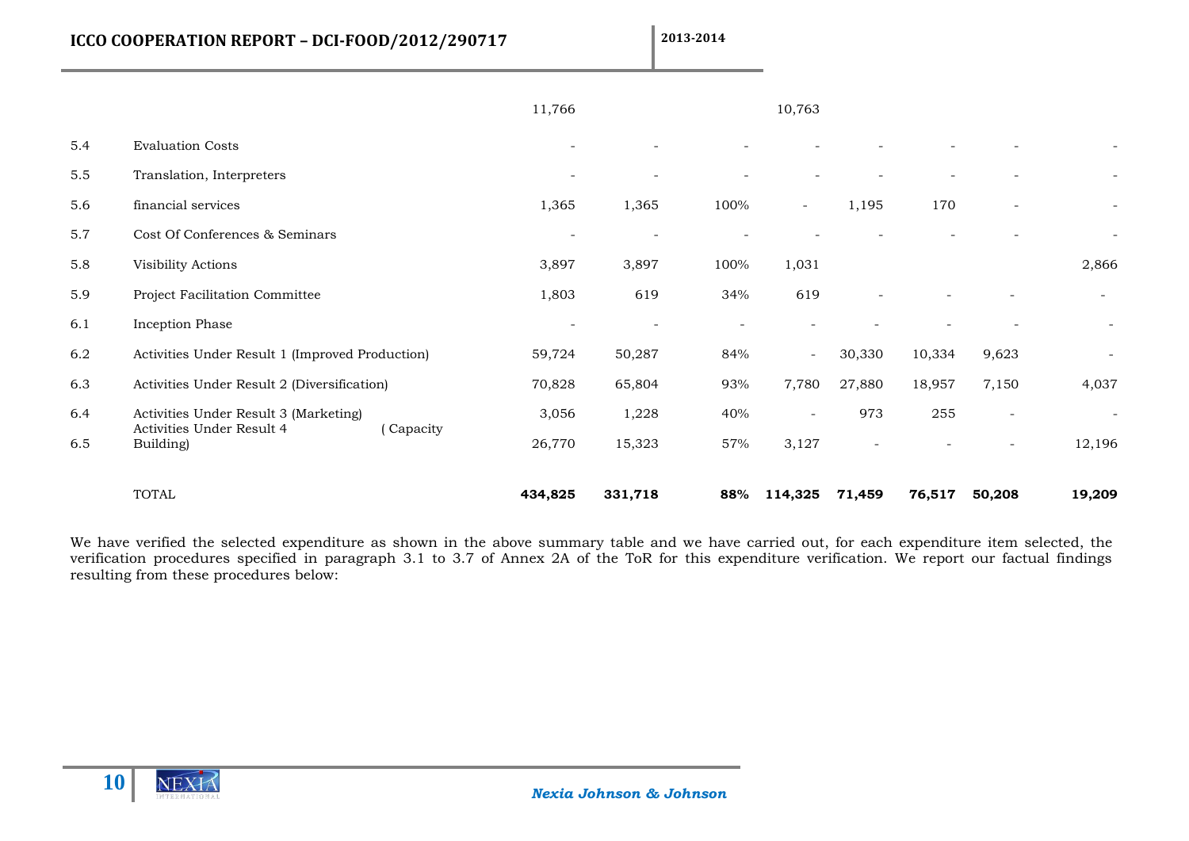|  |  |  |  |  |  |  |  |  |  |
|---|---|---|---|---|---|---|---|---|---|
|  |  | 11,766 |  |  | 10,763 |  |  |  |  |
| 5.4 | Evaluation Costs | - | - | - | - | - | - | - | - |
| 5.5 | Translation, Interpreters | - | - | - | - | - | - | - | - |
| 5.6 | financial services | 1,365 | 1,365 | 100% | - | 1,195 | 170 | - | - |
| 5.7 | Cost Of Conferences & Seminars | - | - | - | - | - | - | - | - |
| 5.8 | Visibility Actions | 3,897 | 3,897 | 100% | 1,031 |  |  |  | 2,866 |
| 5.9 | Project Facilitation Committee | 1,803 | 619 | 34% | 619 | - | - | - | - |
| 6.1 | Inception Phase | - | - | - | - | - | - | - | - |
| 6.2 | Activities Under Result 1 (Improved Production) | 59,724 | 50,287 | 84% | - | 30,330 | 10,334 | 9,623 | - |
| 6.3 | Activities Under Result 2 (Diversification) | 70,828 | 65,804 | 93% | 7,780 | 27,880 | 18,957 | 7,150 | 4,037 |
| 6.4 | Activities Under Result 3 (Marketing) | 3,056 | 1,228 | 40% | - | 973 | 255 | - | - |
| 6.5 | Activities Under Result 4 (Capacity Building) | 26,770 | 15,323 | 57% | 3,127 | - | - | - | 12,196 |
|  | TOTAL | **434,825** | **331,718** | **88%** | **114,325** | **71,459** | **76,517** | **50,208** | **19,209** |

We have verified the selected expenditure as shown in the above summary table and we have carried out, for each expenditure item selected, the verification procedures specified in paragraph 3.1 to 3.7 of Annex 2A of the ToR for this expenditure verification. We report our factual findings resulting from these procedures below: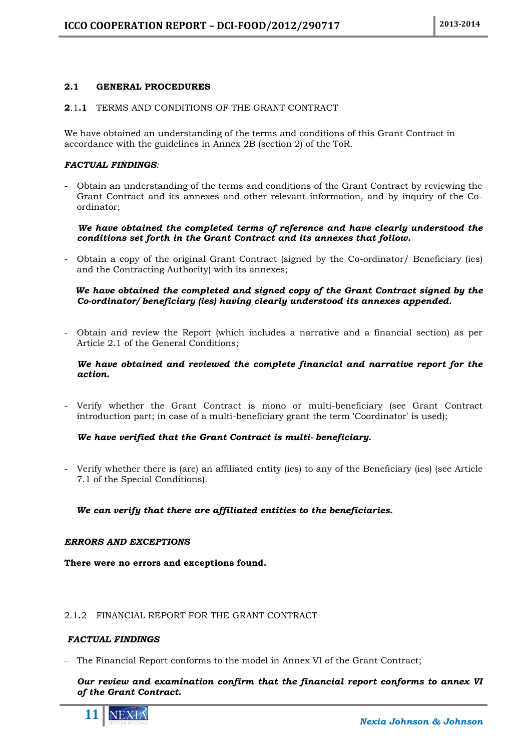### 2.1 GENERAL PROCEDURES

#### 2.1.1 TERMS AND CONDITIONS OF THE GRANT CONTRACT

We have obtained an understanding of the terms and conditions of this Grant Contract in accordance with the guidelines in Annex 2B (section 2) of the ToR.

***FACTUAL FINDINGS**:*

- Obtain an understanding of the terms and conditions of the Grant Contract by reviewing the Grant Contract and its annexes and other relevant information, and by inquiry of the Co-ordinator;

  ***We have obtained the completed terms of reference and have clearly understood the conditions set forth in the Grant Contract and its annexes that follow.***

- Obtain a copy of the original Grant Contract (signed by the Co-ordinator/ Beneficiary (ies) and the Contracting Authority) with its annexes;

  ***We have obtained the completed and signed copy of the Grant Contract signed by the Co-ordinator/ beneficiary (ies) having clearly understood its annexes appended.***

- Obtain and review the Report (which includes a narrative and a financial section) as per Article 2.1 of the General Conditions;

  ***We have obtained and reviewed the complete financial and narrative report for the action.***

- Verify whether the Grant Contract is mono or multi-beneficiary (see Grant Contract introduction part; in case of a multi-beneficiary grant the term 'Coordinator' is used);

  ***We have verified that the Grant Contract is multi- beneficiary.***

- Verify whether there is (are) an affiliated entity (ies) to any of the Beneficiary (ies) (see Article 7.1 of the Special Conditions).

  ***We can verify that there are affiliated entities to the beneficiaries.***

***ERRORS AND EXCEPTIONS***

**There were no errors and exceptions found.**

#### 2.1.2 FINANCIAL REPORT FOR THE GRANT CONTRACT

***FACTUAL FINDINGS***

- The Financial Report conforms to the model in Annex VI of the Grant Contract;

  ***Our review and examination confirm that the financial report conforms to annex VI of the Grant Contract.***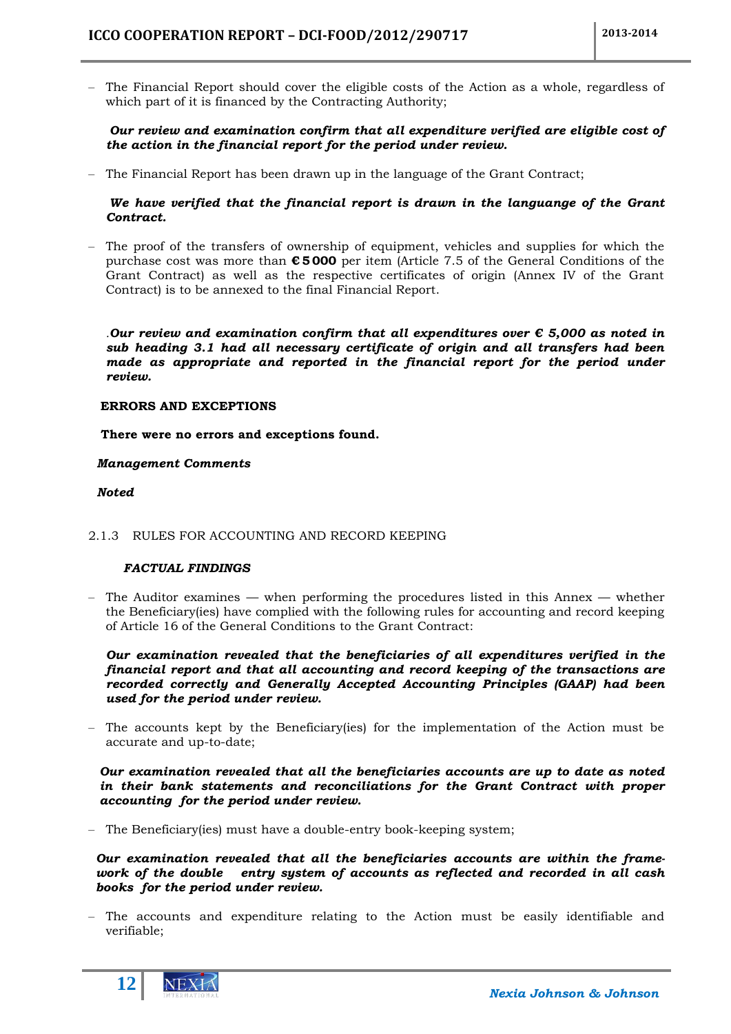– The Financial Report should cover the eligible costs of the Action as a whole, regardless of which part of it is financed by the Contracting Authority;

***Our review and examination confirm that all expenditure verified are eligible cost of the action in the financial report for the period under review.***

– The Financial Report has been drawn up in the language of the Grant Contract;

***We have verified that the financial report is drawn in the languange of the Grant Contract.***

– The proof of the transfers of ownership of equipment, vehicles and supplies for which the purchase cost was more than **€ 5 000** per item (Article 7.5 of the General Conditions of the Grant Contract) as well as the respective certificates of origin (Annex IV of the Grant Contract) is to be annexed to the final Financial Report.

.***Our review and examination confirm that all expenditures over € 5,000 as noted in sub heading 3.1 had all necessary certificate of origin and all transfers had been made as appropriate and reported in the financial report for the period under review.***

**ERRORS AND EXCEPTIONS**

**There were no errors and exceptions found.**

***Management Comments***

***Noted***

2.1.3 RULES FOR ACCOUNTING AND RECORD KEEPING

***FACTUAL FINDINGS***

– The Auditor examines — when performing the procedures listed in this Annex — whether the Beneficiary(ies) have complied with the following rules for accounting and record keeping of Article 16 of the General Conditions to the Grant Contract:

***Our examination revealed that the beneficiaries of all expenditures verified in the financial report and that all accounting and record keeping of the transactions are recorded correctly and Generally Accepted Accounting Principles (GAAP) had been used for the period under review.***

– The accounts kept by the Beneficiary(ies) for the implementation of the Action must be accurate and up-to-date;

***Our examination revealed that all the beneficiaries accounts are up to date as noted in their bank statements and reconciliations for the Grant Contract with proper accounting for the period under review.***

– The Beneficiary(ies) must have a double-entry book-keeping system;

***Our examination revealed that all the beneficiaries accounts are within the frame-work of the double entry system of accounts as reflected and recorded in all cash books for the period under review.***

– The accounts and expenditure relating to the Action must be easily identifiable and verifiable;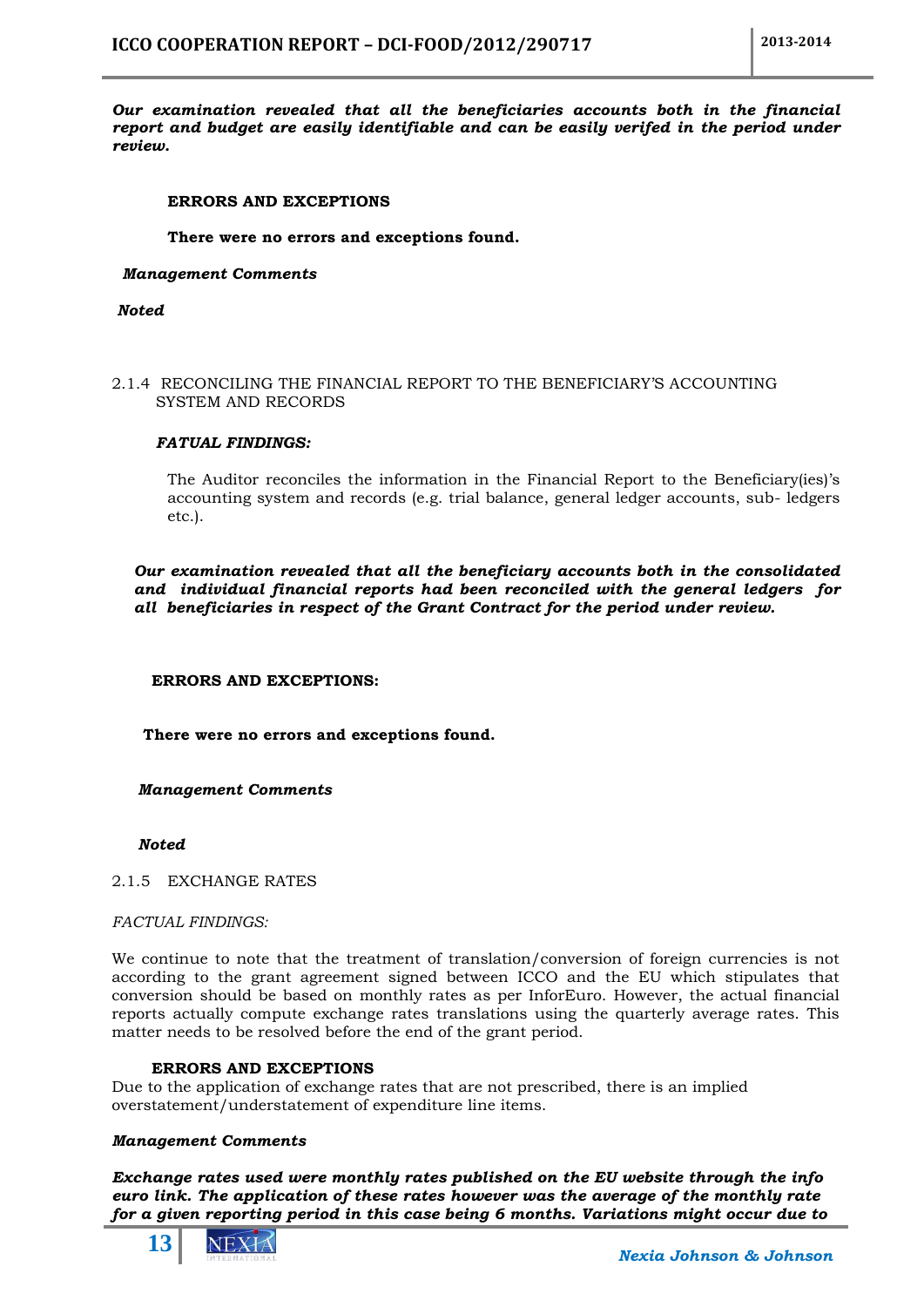***Our examination revealed that all the beneficiaries accounts both in the financial report and budget are easily identifiable and can be easily verifed in the period under review.***

**ERRORS AND EXCEPTIONS**

**There were no errors and exceptions found.**

***Management Comments***

***Noted***

### 2.1.4 RECONCILING THE FINANCIAL REPORT TO THE BENEFICIARY'S ACCOUNTING SYSTEM AND RECORDS

***FATUAL FINDINGS:***

The Auditor reconciles the information in the Financial Report to the Beneficiary(ies)'s accounting system and records (e.g. trial balance, general ledger accounts, sub- ledgers etc.).

***Our examination revealed that all the beneficiary accounts both in the consolidated and individual financial reports had been reconciled with the general ledgers for all beneficiaries in respect of the Grant Contract for the period under review.***

**ERRORS AND EXCEPTIONS:**

**There were no errors and exceptions found.**

***Management Comments***

***Noted***

### 2.1.5 EXCHANGE RATES

*FACTUAL FINDINGS:*

We continue to note that the treatment of translation/conversion of foreign currencies is not according to the grant agreement signed between ICCO and the EU which stipulates that conversion should be based on monthly rates as per InforEuro. However, the actual financial reports actually compute exchange rates translations using the quarterly average rates. This matter needs to be resolved before the end of the grant period.

**ERRORS AND EXCEPTIONS**

Due to the application of exchange rates that are not prescribed, there is an implied overstatement/understatement of expenditure line items.

***Management Comments***

***Exchange rates used were monthly rates published on the EU website through the info euro link. The application of these rates however was the average of the monthly rate for a given reporting period in this case being 6 months. Variations might occur due to***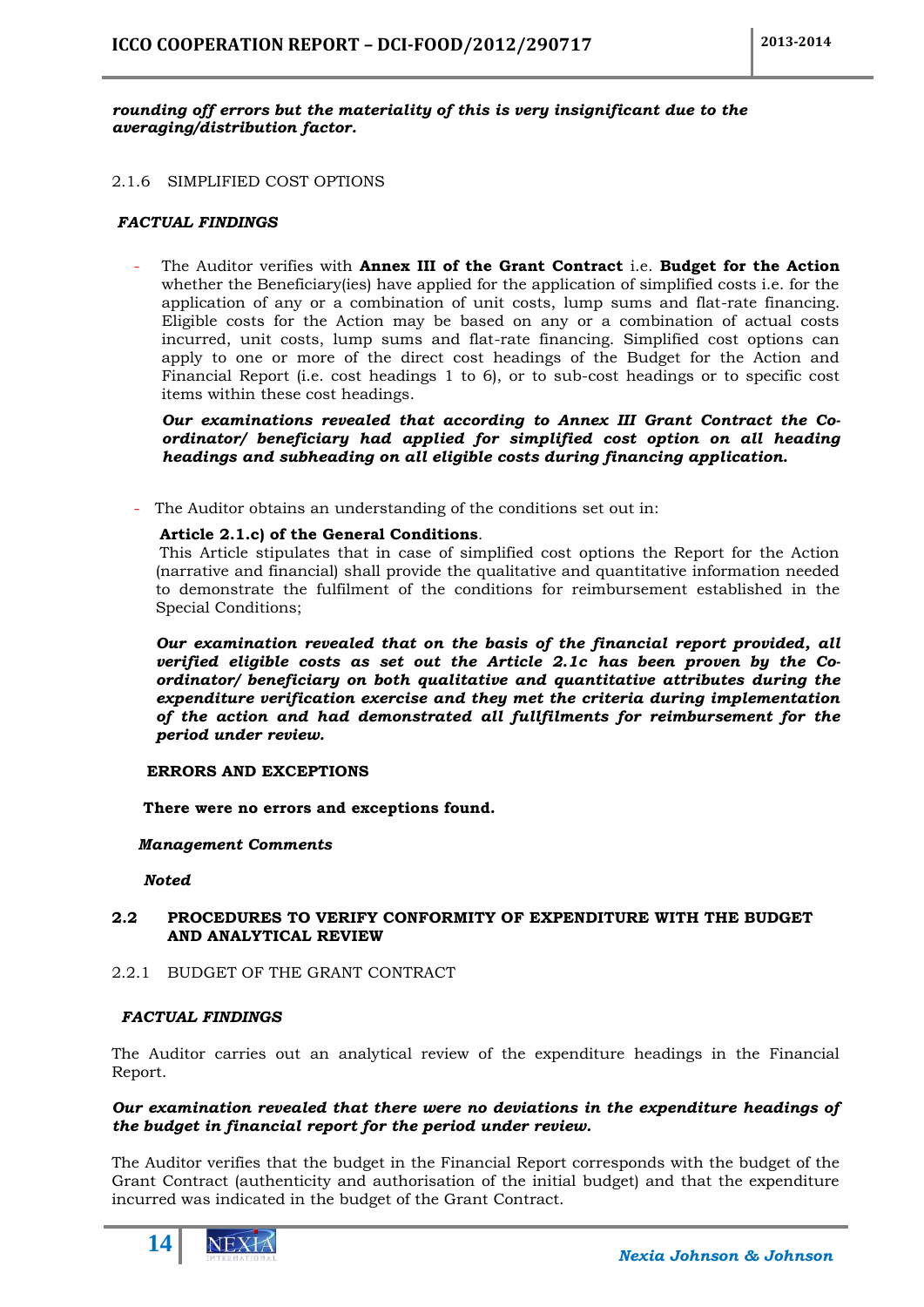***rounding off errors but the materiality of this is very insignificant due to the averaging/distribution factor.***

2.1.6 SIMPLIFIED COST OPTIONS

***FACTUAL FINDINGS***

- The Auditor verifies with **Annex III of the Grant Contract** i.e. **Budget for the Action** whether the Beneficiary(ies) have applied for the application of simplified costs i.e. for the application of any or a combination of unit costs, lump sums and flat-rate financing. Eligible costs for the Action may be based on any or a combination of actual costs incurred, unit costs, lump sums and flat-rate financing. Simplified cost options can apply to one or more of the direct cost headings of the Budget for the Action and Financial Report (i.e. cost headings 1 to 6), or to sub-cost headings or to specific cost items within these cost headings.

  ***Our examinations revealed that according to Annex III Grant Contract the Co-ordinator/ beneficiary had applied for simplified cost option on all heading headings and subheading on all eligible costs during financing application.***

- The Auditor obtains an understanding of the conditions set out in:

  **Article 2.1.c) of the General Conditions**.
  This Article stipulates that in case of simplified cost options the Report for the Action (narrative and financial) shall provide the qualitative and quantitative information needed to demonstrate the fulfilment of the conditions for reimbursement established in the Special Conditions;

  ***Our examination revealed that on the basis of the financial report provided, all verified eligible costs as set out the Article 2.1c has been proven by the Co-ordinator/ beneficiary on both qualitative and quantitative attributes during the expenditure verification exercise and they met the criteria during implementation of the action and had demonstrated all fullfilments for reimbursement for the period under review.***

**ERRORS AND EXCEPTIONS**

**There were no errors and exceptions found.**

***Management Comments***

***Noted***

## 2.2 PROCEDURES TO VERIFY CONFORMITY OF EXPENDITURE WITH THE BUDGET AND ANALYTICAL REVIEW

2.2.1 BUDGET OF THE GRANT CONTRACT

***FACTUAL FINDINGS***

The Auditor carries out an analytical review of the expenditure headings in the Financial Report.

***Our examination revealed that there were no deviations in the expenditure headings of the budget in financial report for the period under review.***

The Auditor verifies that the budget in the Financial Report corresponds with the budget of the Grant Contract (authenticity and authorisation of the initial budget) and that the expenditure incurred was indicated in the budget of the Grant Contract.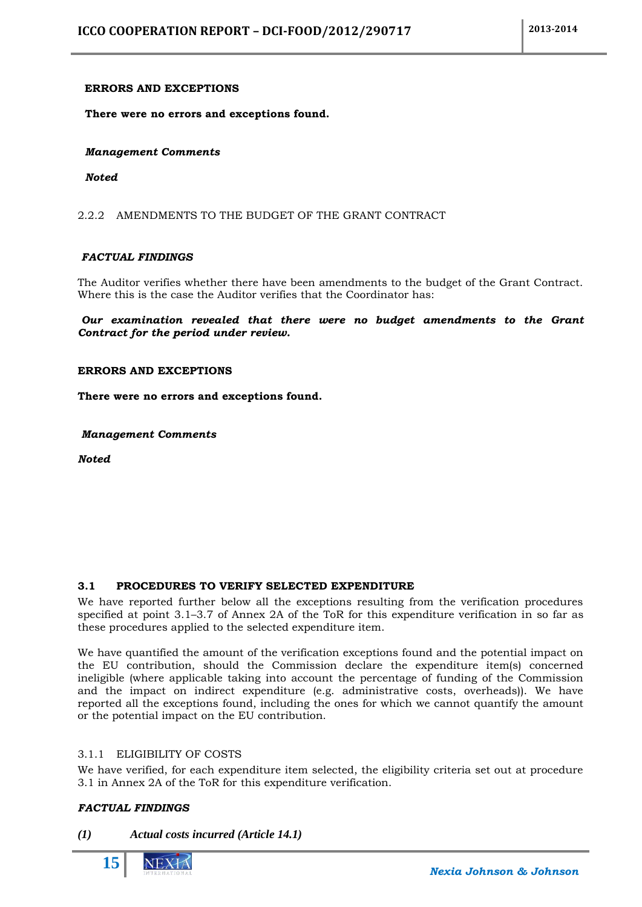**ERRORS AND EXCEPTIONS**

**There were no errors and exceptions found.**

***Management Comments***

***Noted***

### 2.2.2 AMENDMENTS TO THE BUDGET OF THE GRANT CONTRACT

***FACTUAL FINDINGS***

The Auditor verifies whether there have been amendments to the budget of the Grant Contract. Where this is the case the Auditor verifies that the Coordinator has:

***Our examination revealed that there were no budget amendments to the Grant Contract for the period under review.***

**ERRORS AND EXCEPTIONS**

**There were no errors and exceptions found.**

***Management Comments***

***Noted***

## 3.1 PROCEDURES TO VERIFY SELECTED EXPENDITURE

We have reported further below all the exceptions resulting from the verification procedures specified at point 3.1–3.7 of Annex 2A of the ToR for this expenditure verification in so far as these procedures applied to the selected expenditure item.

We have quantified the amount of the verification exceptions found and the potential impact on the EU contribution, should the Commission declare the expenditure item(s) concerned ineligible (where applicable taking into account the percentage of funding of the Commission and the impact on indirect expenditure (e.g. administrative costs, overheads)). We have reported all the exceptions found, including the ones for which we cannot quantify the amount or the potential impact on the EU contribution.

### 3.1.1 ELIGIBILITY OF COSTS

We have verified, for each expenditure item selected, the eligibility criteria set out at procedure 3.1 in Annex 2A of the ToR for this expenditure verification.

***FACTUAL FINDINGS***

***(1) Actual costs incurred (Article 14.1)***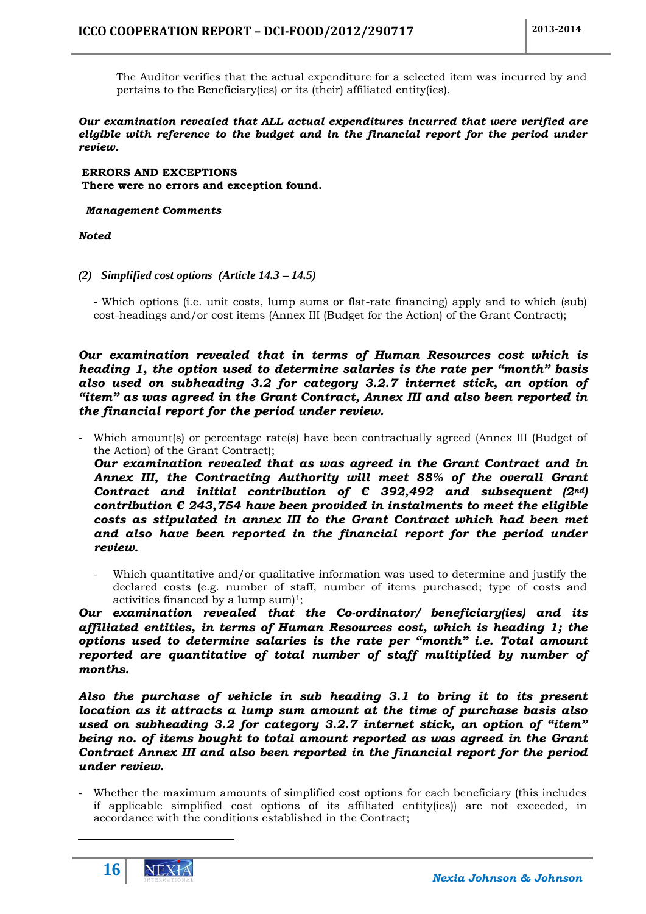The Auditor verifies that the actual expenditure for a selected item was incurred by and pertains to the Beneficiary(ies) or its (their) affiliated entity(ies).

***Our examination revealed that ALL actual expenditures incurred that were verified are eligible with reference to the budget and in the financial report for the period under review.***

**ERRORS AND EXCEPTIONS**
**There were no errors and exception found.**

***Management Comments***

***Noted***

*(2) Simplified cost options (Article 14.3 – 14.5)*

- Which options (i.e. unit costs, lump sums or flat-rate financing) apply and to which (sub) cost-headings and/or cost items (Annex III (Budget for the Action) of the Grant Contract);

***Our examination revealed that in terms of Human Resources cost which is heading 1, the option used to determine salaries is the rate per "month" basis also used on subheading 3.2 for category 3.2.7 internet stick, an option of "item" as was agreed in the Grant Contract, Annex III and also been reported in the financial report for the period under review.***

- Which amount(s) or percentage rate(s) have been contractually agreed (Annex III (Budget of the Action) of the Grant Contract);

  ***Our examination revealed that as was agreed in the Grant Contract and in Annex III, the Contracting Authority will meet 88% of the overall Grant Contract and initial contribution of € 392,492 and subsequent (2nd) contribution € 243,754 have been provided in instalments to meet the eligible costs as stipulated in annex III to the Grant Contract which had been met and also have been reported in the financial report for the period under review.***

  - Which quantitative and/or qualitative information was used to determine and justify the declared costs (e.g. number of staff, number of items purchased; type of costs and activities financed by a lump sum)[1];

***Our examination revealed that the Co-ordinator/ beneficiary(ies) and its affiliated entities, in terms of Human Resources cost, which is heading 1; the options used to determine salaries is the rate per "month" i.e. Total amount reported are quantitative of total number of staff multiplied by number of months.***

***Also the purchase of vehicle in sub heading 3.1 to bring it to its present location as it attracts a lump sum amount at the time of purchase basis also used on subheading 3.2 for category 3.2.7 internet stick, an option of "item" being no. of items bought to total amount reported as was agreed in the Grant Contract Annex III and also been reported in the financial report for the period under review.***

- Whether the maximum amounts of simplified cost options for each beneficiary (this includes if applicable simplified cost options of its affiliated entity(ies)) are not exceeded, in accordance with the conditions established in the Contract;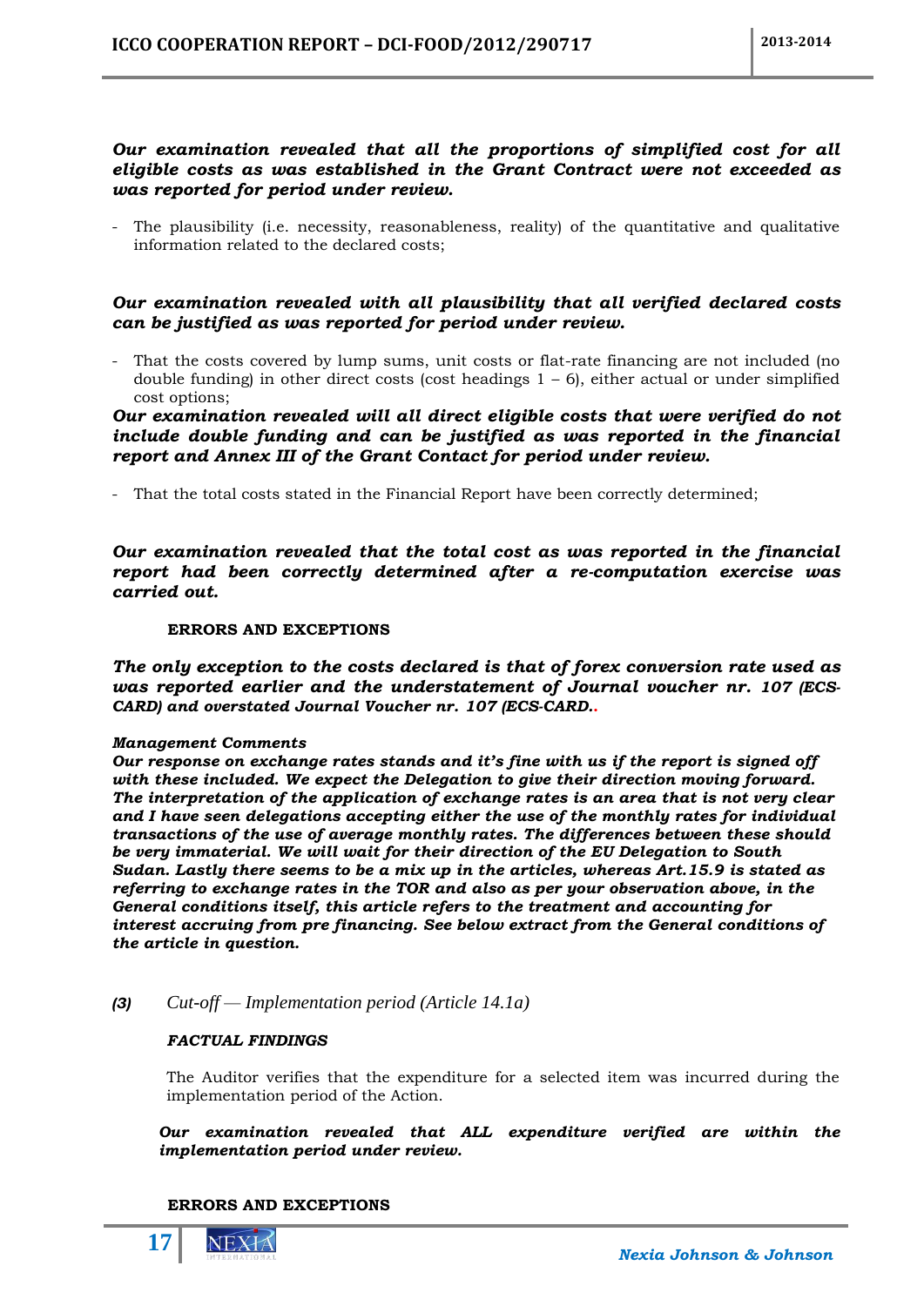***Our examination revealed that all the proportions of simplified cost for all eligible costs as was established in the Grant Contract were not exceeded as was reported for period under review.***

- The plausibility (i.e. necessity, reasonableness, reality) of the quantitative and qualitative information related to the declared costs;

***Our examination revealed with all plausibility that all verified declared costs can be justified as was reported for period under review.***

- That the costs covered by lump sums, unit costs or flat-rate financing are not included (no double funding) in other direct costs (cost headings 1 – 6), either actual or under simplified cost options;

***Our examination revealed will all direct eligible costs that were verified do not include double funding and can be justified as was reported in the financial report and Annex III of the Grant Contact for period under review.***

- That the total costs stated in the Financial Report have been correctly determined;

***Our examination revealed that the total cost as was reported in the financial report had been correctly determined after a re-computation exercise was carried out.***

**ERRORS AND EXCEPTIONS**

***The only exception to the costs declared is that of forex conversion rate used as was reported earlier and the understatement of Journal voucher nr. 107 (ECS-CARD) and overstated Journal Voucher nr. 107 (ECS-CARD..***

***Management Comments***

***Our response on exchange rates stands and it's fine with us if the report is signed off with these included. We expect the Delegation to give their direction moving forward. The interpretation of the application of exchange rates is an area that is not very clear and I have seen delegations accepting either the use of the monthly rates for individual transactions of the use of average monthly rates. The differences between these should be very immaterial. We will wait for their direction of the EU Delegation to South Sudan. Lastly there seems to be a mix up in the articles, whereas Art.15.9 is stated as referring to exchange rates in the TOR and also as per your observation above, in the General conditions itself, this article refers to the treatment and accounting for interest accruing from pre financing. See below extract from the General conditions of the article in question.***

***(3)*** *Cut-off — Implementation period (Article 14.1a)*

***FACTUAL FINDINGS***

The Auditor verifies that the expenditure for a selected item was incurred during the implementation period of the Action.

***Our examination revealed that ALL expenditure verified are within the implementation period under review.***

**ERRORS AND EXCEPTIONS**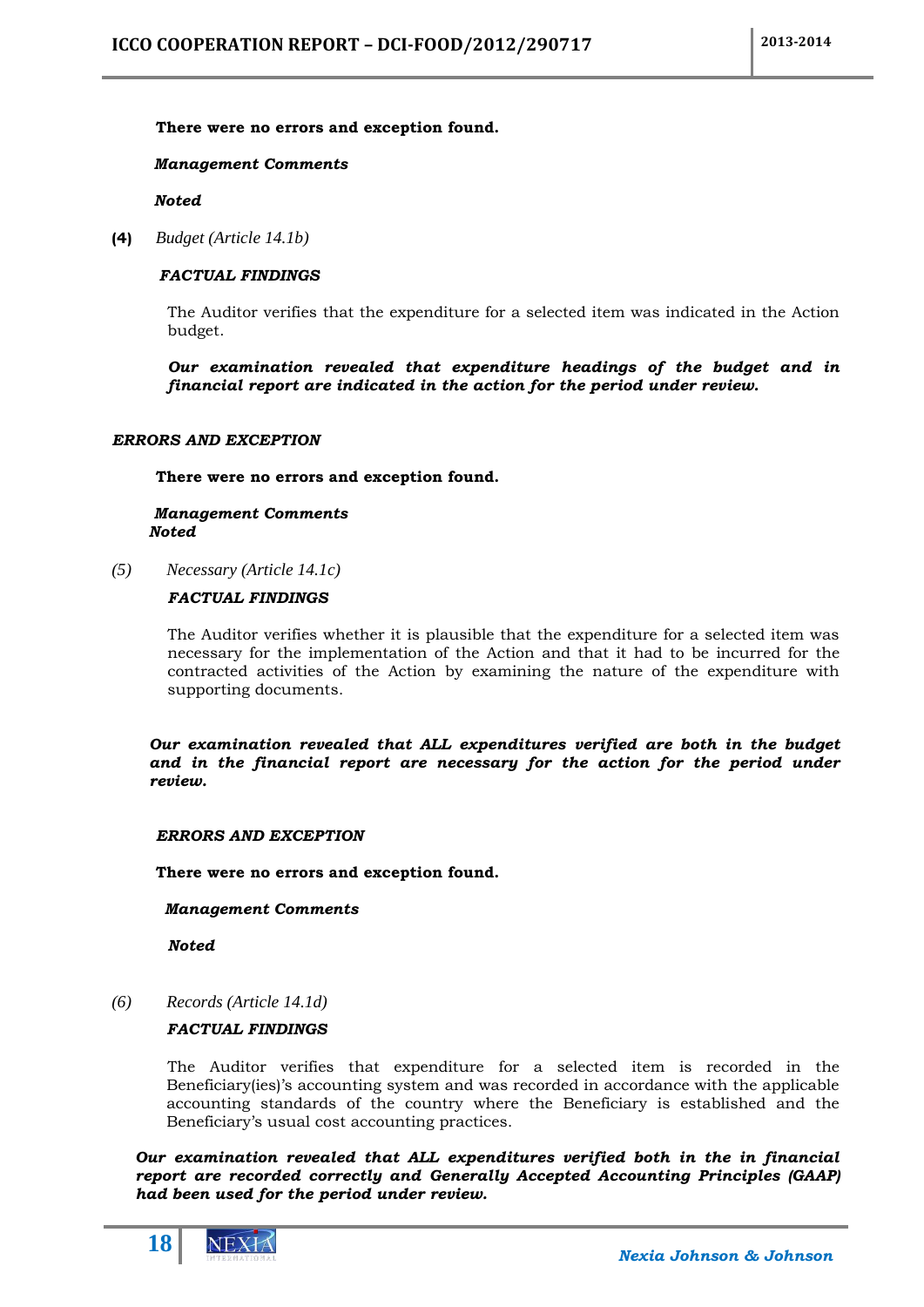**There were no errors and exception found.**

***Management Comments***

***Noted***

**(4)** *Budget (Article 14.1b)*

***FACTUAL FINDINGS***

The Auditor verifies that the expenditure for a selected item was indicated in the Action budget.

***Our examination revealed that expenditure headings of the budget and in financial report are indicated in the action for the period under review.***

***ERRORS AND EXCEPTION***

**There were no errors and exception found.**

***Management Comments***
***Noted***

*(5)* *Necessary (Article 14.1c)*

***FACTUAL FINDINGS***

The Auditor verifies whether it is plausible that the expenditure for a selected item was necessary for the implementation of the Action and that it had to be incurred for the contracted activities of the Action by examining the nature of the expenditure with supporting documents.

***Our examination revealed that ALL expenditures verified are both in the budget and in the financial report are necessary for the action for the period under review.***

***ERRORS AND EXCEPTION***

**There were no errors and exception found.**

***Management Comments***

***Noted***

*(6)* *Records (Article 14.1d)*

***FACTUAL FINDINGS***

The Auditor verifies that expenditure for a selected item is recorded in the Beneficiary(ies)'s accounting system and was recorded in accordance with the applicable accounting standards of the country where the Beneficiary is established and the Beneficiary's usual cost accounting practices.

***Our examination revealed that ALL expenditures verified both in the in financial report are recorded correctly and Generally Accepted Accounting Principles (GAAP) had been used for the period under review.***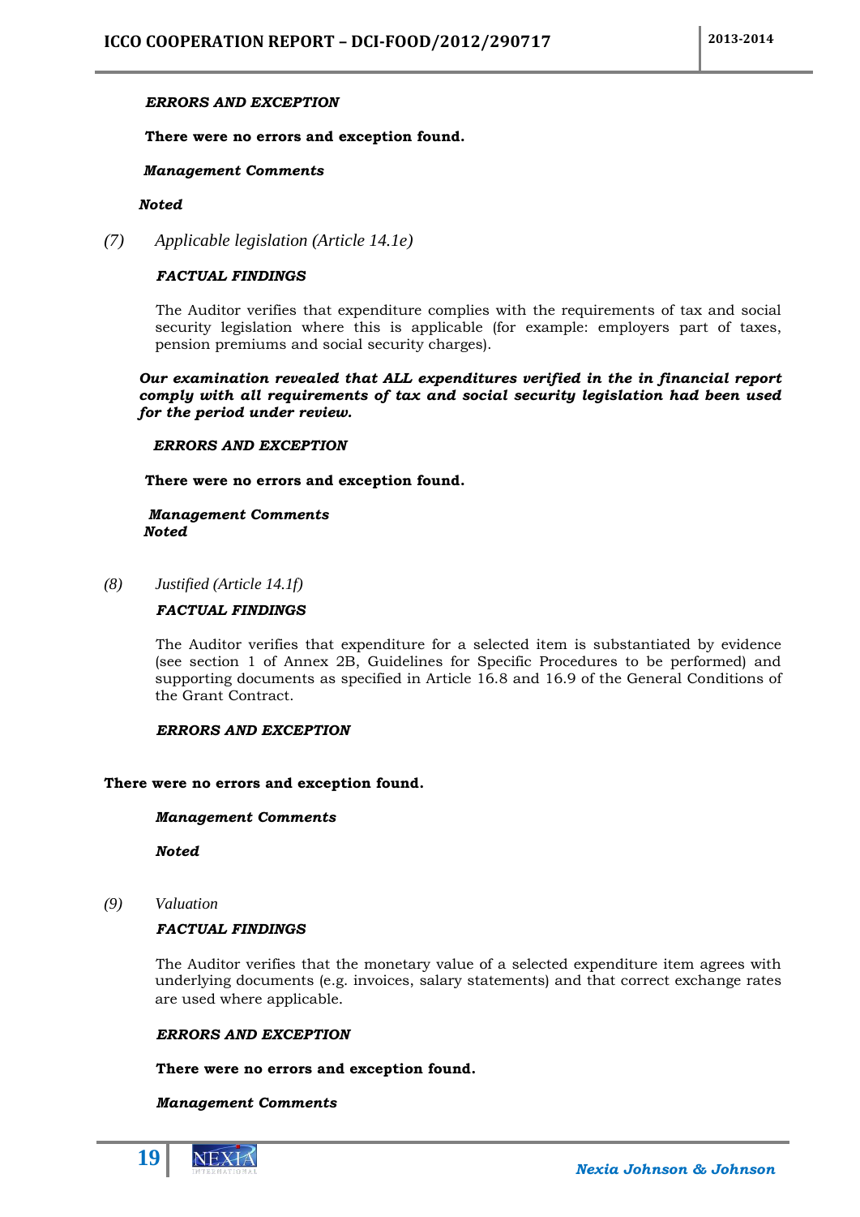***ERRORS AND EXCEPTION***

**There were no errors and exception found.**

***Management Comments***

***Noted***

*(7) Applicable legislation (Article 14.1e)*

***FACTUAL FINDINGS***

The Auditor verifies that expenditure complies with the requirements of tax and social security legislation where this is applicable (for example: employers part of taxes, pension premiums and social security charges).

***Our examination revealed that ALL expenditures verified in the in financial report comply with all requirements of tax and social security legislation had been used for the period under review.***

***ERRORS AND EXCEPTION***

**There were no errors and exception found.**

***Management Comments***
***Noted***

*(8) Justified (Article 14.1f)*

***FACTUAL FINDINGS***

The Auditor verifies that expenditure for a selected item is substantiated by evidence (see section 1 of Annex 2B, Guidelines for Specific Procedures to be performed) and supporting documents as specified in Article 16.8 and 16.9 of the General Conditions of the Grant Contract.

***ERRORS AND EXCEPTION***

**There were no errors and exception found.**

***Management Comments***

***Noted***

*(9) Valuation*

***FACTUAL FINDINGS***

The Auditor verifies that the monetary value of a selected expenditure item agrees with underlying documents (e.g. invoices, salary statements) and that correct exchange rates are used where applicable.

***ERRORS AND EXCEPTION***

**There were no errors and exception found.**

***Management Comments***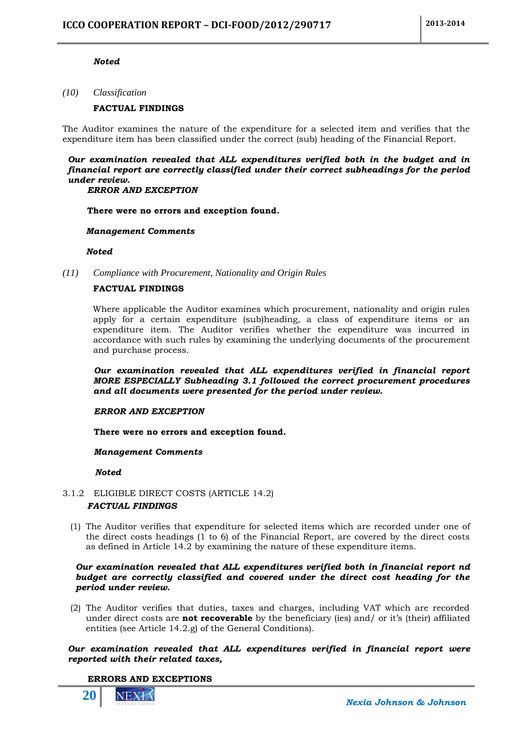***Noted***

*(10) Classification*

**FACTUAL FINDINGS**

The Auditor examines the nature of the expenditure for a selected item and verifies that the expenditure item has been classified under the correct (sub) heading of the Financial Report.

***Our examination revealed that ALL expenditures verified both in the budget and in financial report are correctly classified under their correct subheadings for the period under review.***

***ERROR AND EXCEPTION***

**There were no errors and exception found.**

***Management Comments***

***Noted***

*(11) Compliance with Procurement, Nationality and Origin Rules*

**FACTUAL FINDINGS**

Where applicable the Auditor examines which procurement, nationality and origin rules apply for a certain expenditure (sub)heading, a class of expenditure items or an expenditure item. The Auditor verifies whether the expenditure was incurred in accordance with such rules by examining the underlying documents of the procurement and purchase process.

***Our examination revealed that ALL expenditures verified in financial report MORE ESPECIALLY Subheading 3.1 followed the correct procurement procedures and all documents were presented for the period under review.***

***ERROR AND EXCEPTION***

**There were no errors and exception found.**

***Management Comments***

***Noted***

3.1.2 ELIGIBLE DIRECT COSTS (ARTICLE 14.2)

***FACTUAL FINDINGS***

(1) The Auditor verifies that expenditure for selected items which are recorded under one of the direct costs headings (1 to 6) of the Financial Report, are covered by the direct costs as defined in Article 14.2 by examining the nature of these expenditure items.

***Our examination revealed that ALL expenditures verified both in financial report nd budget are correctly classified and covered under the direct cost heading for the period under review.***

(2) The Auditor verifies that duties, taxes and charges, including VAT which are recorded under direct costs are **not recoverable** by the beneficiary (ies) and/ or it's (their) affiliated entities (see Article 14.2.g) of the General Conditions).

***Our examination revealed that ALL expenditures verified in financial report were reported with their related taxes,***

**ERRORS AND EXCEPTIONS**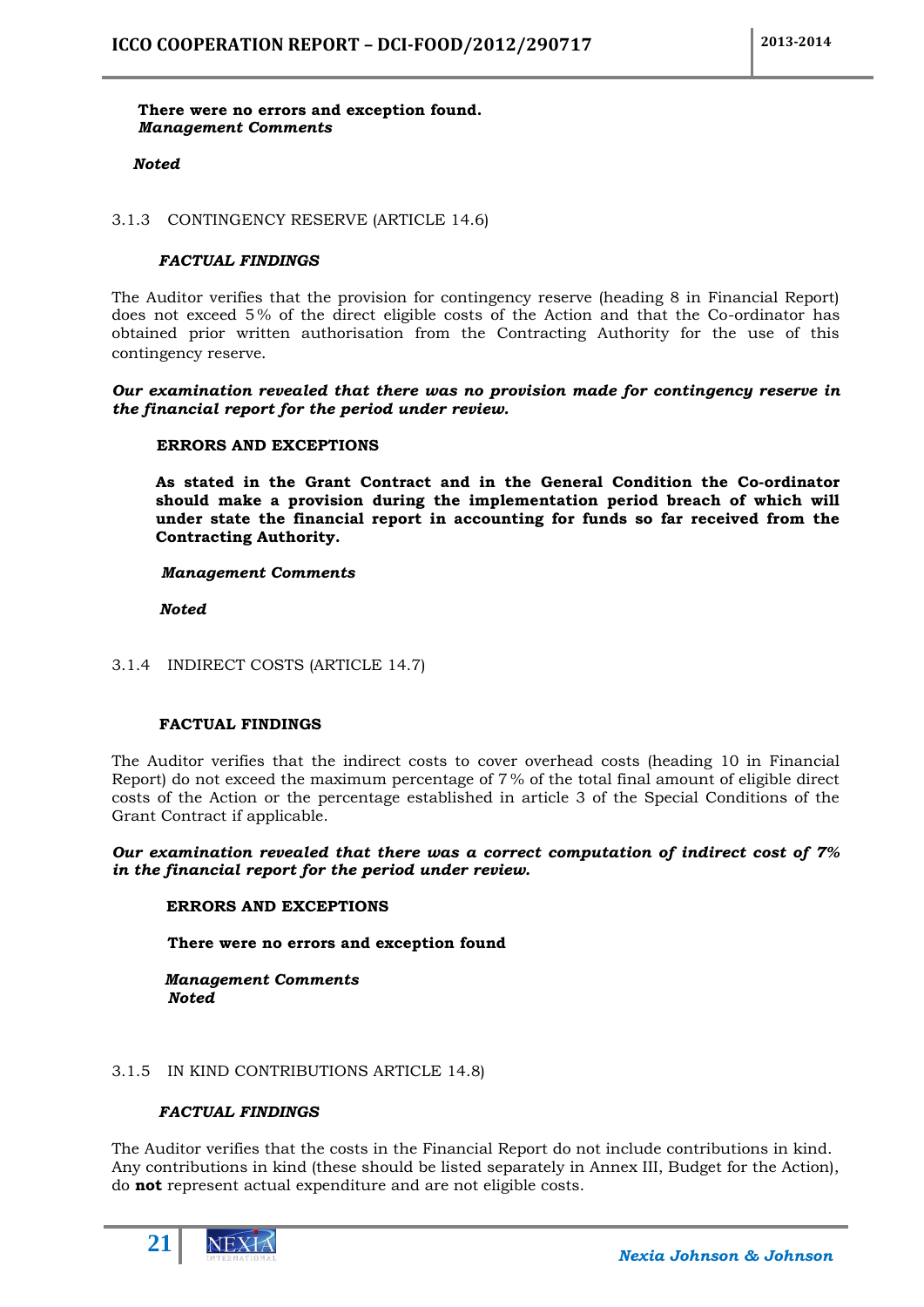**There were no errors and exception found.**
***Management Comments***

***Noted***

### 3.1.3 CONTINGENCY RESERVE (ARTICLE 14.6)

***FACTUAL FINDINGS***

The Auditor verifies that the provision for contingency reserve (heading 8 in Financial Report) does not exceed 5% of the direct eligible costs of the Action and that the Co-ordinator has obtained prior written authorisation from the Contracting Authority for the use of this contingency reserve.

***Our examination revealed that there was no provision made for contingency reserve in the financial report for the period under review.***

**ERRORS AND EXCEPTIONS**

**As stated in the Grant Contract and in the General Condition the Co-ordinator should make a provision during the implementation period breach of which will under state the financial report in accounting for funds so far received from the Contracting Authority.**

***Management Comments***

***Noted***

### 3.1.4 INDIRECT COSTS (ARTICLE 14.7)

**FACTUAL FINDINGS**

The Auditor verifies that the indirect costs to cover overhead costs (heading 10 in Financial Report) do not exceed the maximum percentage of 7% of the total final amount of eligible direct costs of the Action or the percentage established in article 3 of the Special Conditions of the Grant Contract if applicable.

***Our examination revealed that there was a correct computation of indirect cost of 7% in the financial report for the period under review.***

**ERRORS AND EXCEPTIONS**

**There were no errors and exception found**

***Management Comments***
***Noted***

### 3.1.5 IN KIND CONTRIBUTIONS ARTICLE 14.8)

***FACTUAL FINDINGS***

The Auditor verifies that the costs in the Financial Report do not include contributions in kind. Any contributions in kind (these should be listed separately in Annex III, Budget for the Action), do **not** represent actual expenditure and are not eligible costs.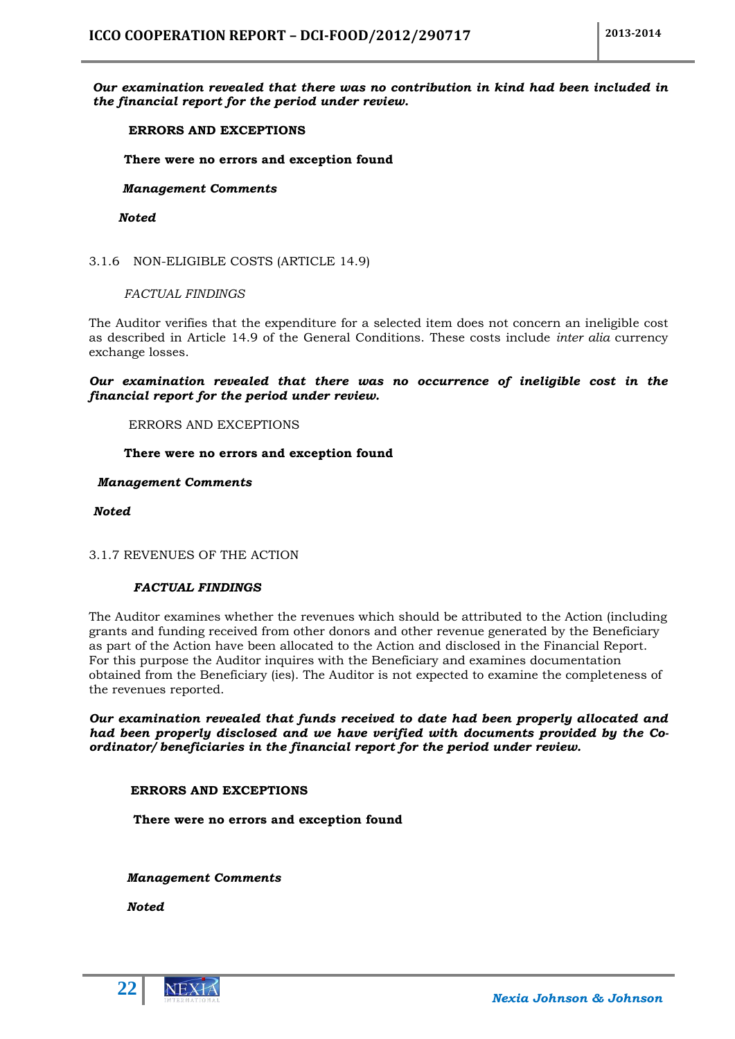***Our examination revealed that there was no contribution in kind had been included in the financial report for the period under review.***

**ERRORS AND EXCEPTIONS**

**There were no errors and exception found**

***Management Comments***

***Noted***

### 3.1.6 NON-ELIGIBLE COSTS (ARTICLE 14.9)

*FACTUAL FINDINGS*

The Auditor verifies that the expenditure for a selected item does not concern an ineligible cost as described in Article 14.9 of the General Conditions. These costs include *inter alia* currency exchange losses.

***Our examination revealed that there was no occurrence of ineligible cost in the financial report for the period under review.***

ERRORS AND EXCEPTIONS

**There were no errors and exception found**

***Management Comments***

***Noted***

### 3.1.7 REVENUES OF THE ACTION

***FACTUAL FINDINGS***

The Auditor examines whether the revenues which should be attributed to the Action (including grants and funding received from other donors and other revenue generated by the Beneficiary as part of the Action have been allocated to the Action and disclosed in the Financial Report. For this purpose the Auditor inquires with the Beneficiary and examines documentation obtained from the Beneficiary (ies). The Auditor is not expected to examine the completeness of the revenues reported.

***Our examination revealed that funds received to date had been properly allocated and had been properly disclosed and we have verified with documents provided by the Co-ordinator/ beneficiaries in the financial report for the period under review.***

**ERRORS AND EXCEPTIONS**

**There were no errors and exception found**

***Management Comments***

***Noted***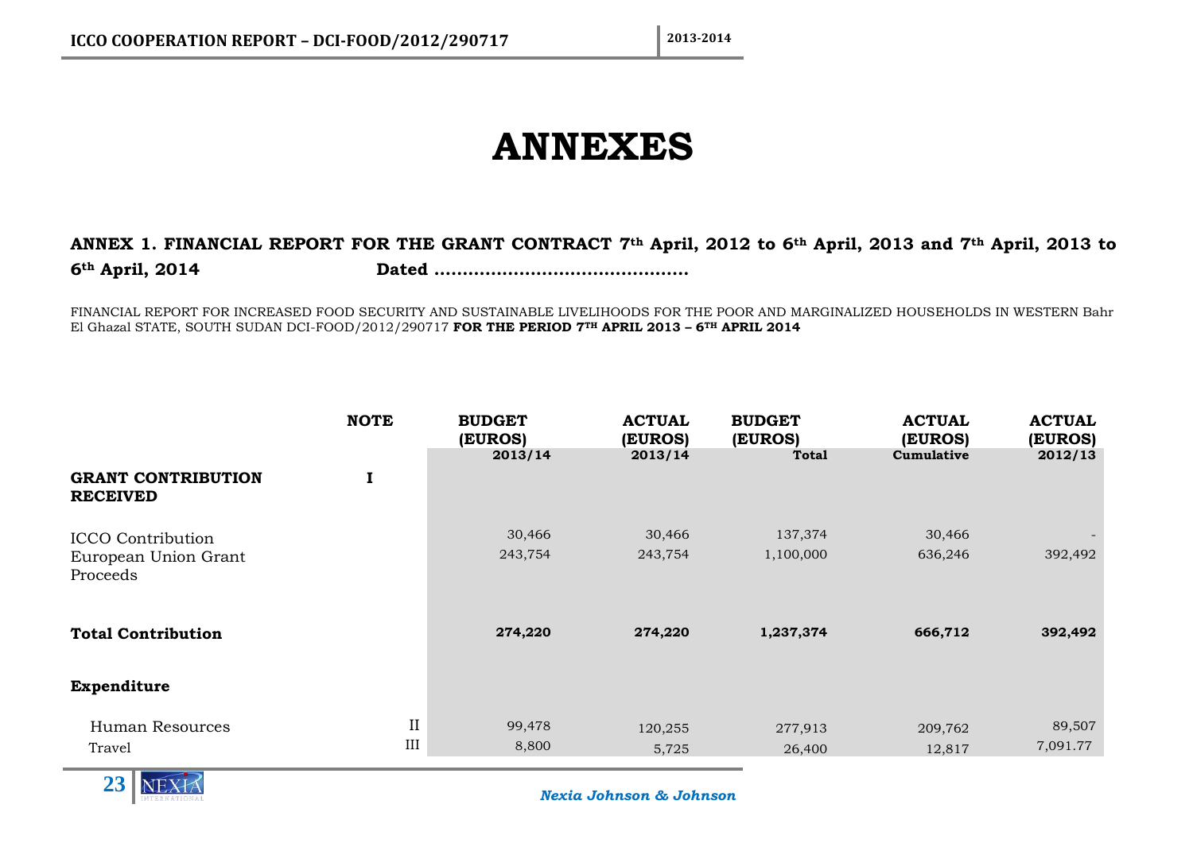# ANNEXES

**ANNEX 1. FINANCIAL REPORT FOR THE GRANT CONTRACT 7th April, 2012 to 6th April, 2013 and 7th April, 2013 to 6th April, 2014 Dated ………………………………………**

FINANCIAL REPORT FOR INCREASED FOOD SECURITY AND SUSTAINABLE LIVELIHOODS FOR THE POOR AND MARGINALIZED HOUSEHOLDS IN WESTERN Bahr El Ghazal STATE, SOUTH SUDAN DCI-FOOD/2012/290717 **FOR THE PERIOD 7TH APRIL 2013 – 6TH APRIL 2014**

| | NOTE | BUDGET (EUROS) 2013/14 | ACTUAL (EUROS) 2013/14 | BUDGET (EUROS) Total | ACTUAL (EUROS) Cumulative | ACTUAL (EUROS) 2012/13 |
|---|---|---|---|---|---|---|
| **GRANT CONTRIBUTION RECEIVED** | **I** | | | | | |
| ICCO Contribution | | 30,466 | 30,466 | 137,374 | 30,466 | - |
| European Union Grant Proceeds | | 243,754 | 243,754 | 1,100,000 | 636,246 | 392,492 |
| **Total Contribution** | | **274,220** | **274,220** | **1,237,374** | **666,712** | **392,492** |
| **Expenditure** | | | | | | |
| Human Resources | II | 99,478 | 120,255 | 277,913 | 209,762 | 89,507 |
| Travel | III | 8,800 | 5,725 | 26,400 | 12,817 | 7,091.77 |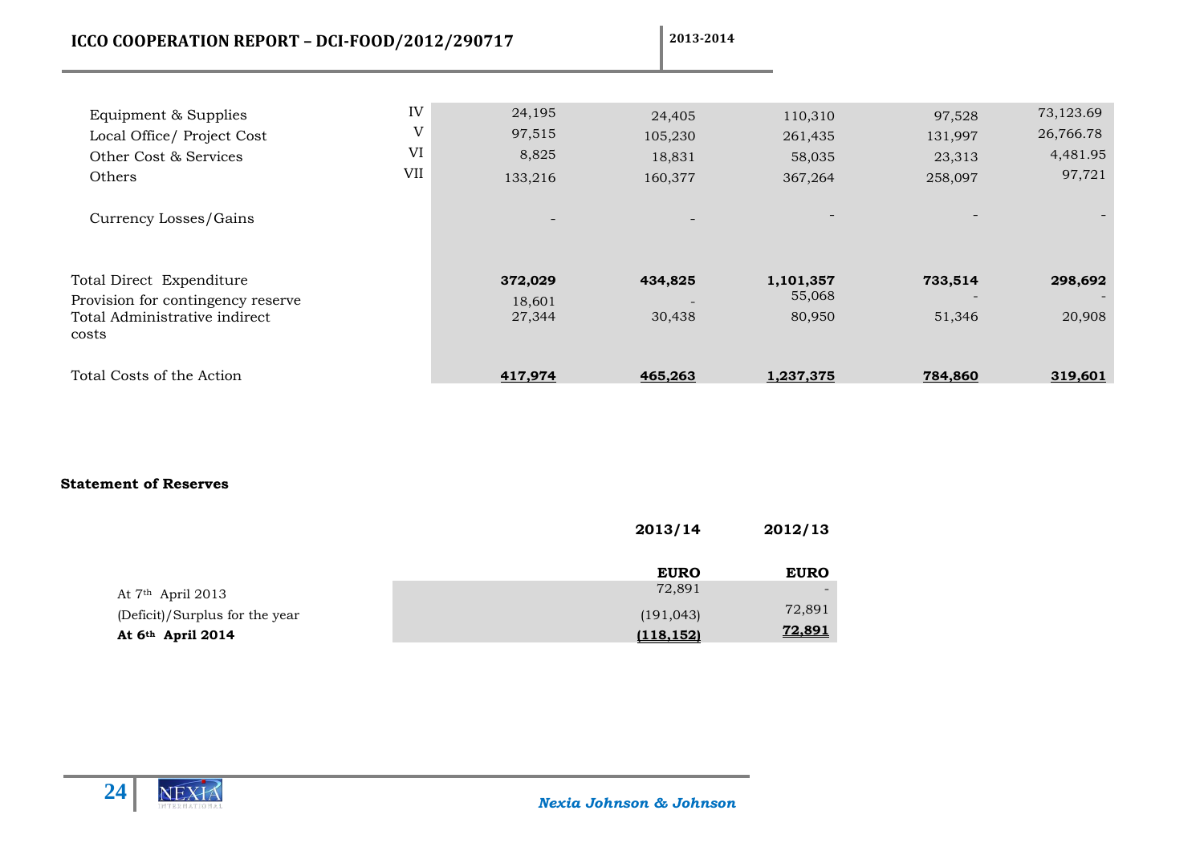| | | | | | | |
|---|---|---|---|---|---|---|
| Equipment & Supplies | IV | 24,195 | 24,405 | 110,310 | 97,528 | 73,123.69 |
| Local Office/ Project Cost | V | 97,515 | 105,230 | 261,435 | 131,997 | 26,766.78 |
| Other Cost & Services | VI | 8,825 | 18,831 | 58,035 | 23,313 | 4,481.95 |
| Others | VII | 133,216 | 160,377 | 367,264 | 258,097 | 97,721 |
| Currency Losses/Gains | | - | - | - | - | - |
| Total Direct Expenditure | | **372,029** | **434,825** | **1,101,357** | **733,514** | **298,692** |
| Provision for contingency reserve | | 18,601 | - | 55,068 | - | - |
| Total Administrative indirect costs | | 27,344 | 30,438 | 80,950 | 51,346 | 20,908 |
| Total Costs of the Action | | **417,974** | **465,263** | **1,237,375** | **784,860** | **319,601** |

**Statement of Reserves**

| | 2013/14 | 2012/13 |
|---|---|---|
| | **EURO** | **EURO** |
| At 7th April 2013 | 72,891 | - |
| (Deficit)/Surplus for the year | (191,043) | 72,891 |
| **At 6th April 2014** | **(118,152)** | **72,891** |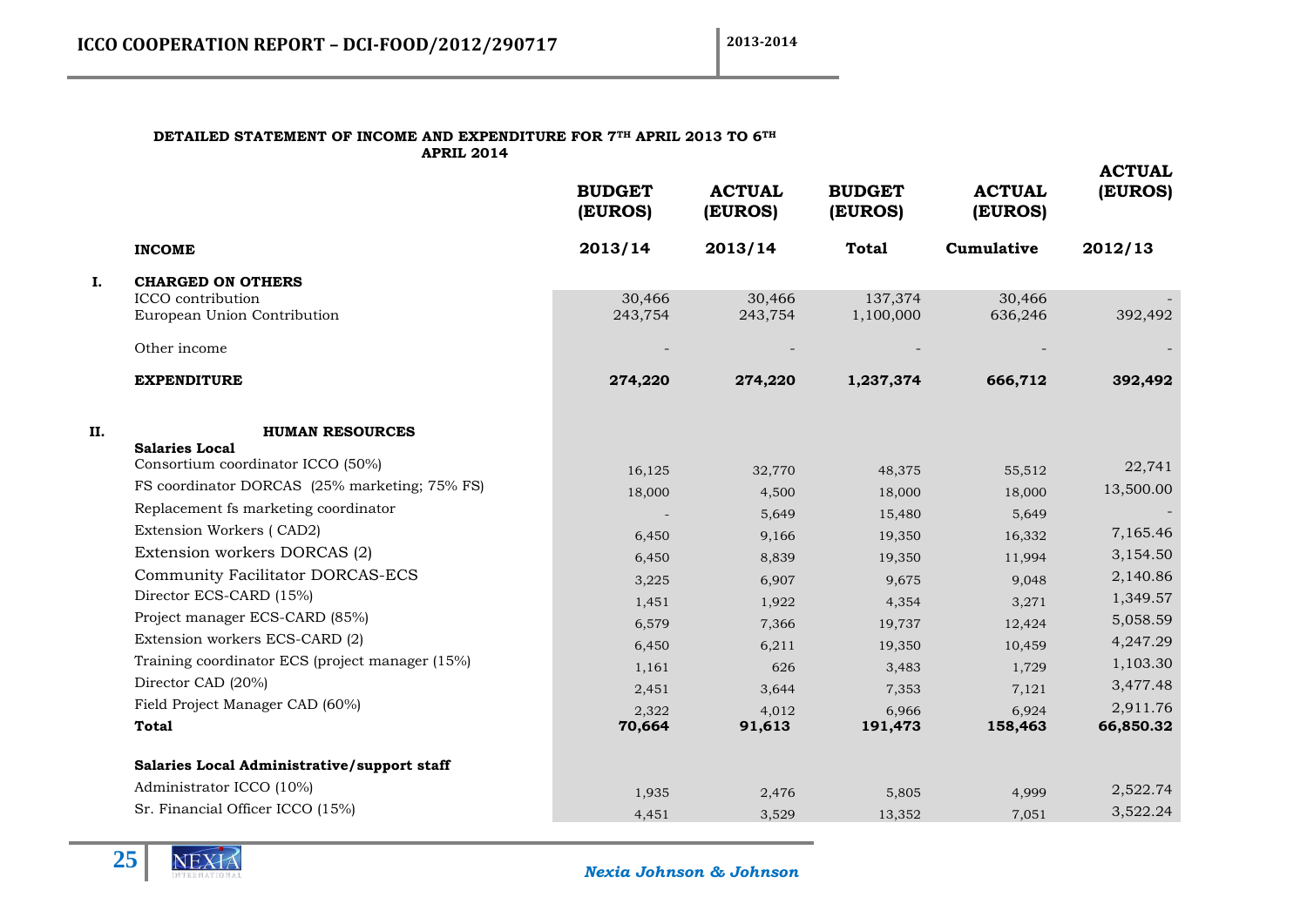**DETAILED STATEMENT OF INCOME AND EXPENDITURE FOR 7TH APRIL 2013 TO 6TH APRIL 2014**

| | | BUDGET (EUROS) | ACTUAL (EUROS) | BUDGET (EUROS) | ACTUAL (EUROS) | ACTUAL (EUROS) |
|---|---|---|---|---|---|---|
| | **INCOME** | **2013/14** | **2013/14** | **Total** | **Cumulative** | **2012/13** |
| **I.** | **CHARGED ON OTHERS** | | | | | |
| | ICCO contribution | 30,466 | 30,466 | 137,374 | 30,466 | - |
| | European Union Contribution | 243,754 | 243,754 | 1,100,000 | 636,246 | 392,492 |
| | Other income | - | - | - | - | - |
| | **EXPENDITURE** | **274,220** | **274,220** | **1,237,374** | **666,712** | **392,492** |
| **II.** | **HUMAN RESOURCES** | | | | | |
| | **Salaries Local** | | | | | |
| | Consortium coordinator ICCO (50%) | 16,125 | 32,770 | 48,375 | 55,512 | 22,741 |
| | FS coordinator DORCAS (25% marketing; 75% FS) | 18,000 | 4,500 | 18,000 | 18,000 | 13,500.00 |
| | Replacement fs marketing coordinator | - | 5,649 | 15,480 | 5,649 | - |
| | Extension Workers ( CAD2) | 6,450 | 9,166 | 19,350 | 16,332 | 7,165.46 |
| | Extension workers DORCAS (2) | 6,450 | 8,839 | 19,350 | 11,994 | 3,154.50 |
| | Community Facilitator DORCAS-ECS | 3,225 | 6,907 | 9,675 | 9,048 | 2,140.86 |
| | Director ECS-CARD (15%) | 1,451 | 1,922 | 4,354 | 3,271 | 1,349.57 |
| | Project manager ECS-CARD (85%) | 6,579 | 7,366 | 19,737 | 12,424 | 5,058.59 |
| | Extension workers ECS-CARD (2) | 6,450 | 6,211 | 19,350 | 10,459 | 4,247.29 |
| | Training coordinator ECS (project manager (15%) | 1,161 | 626 | 3,483 | 1,729 | 1,103.30 |
| | Director CAD (20%) | 2,451 | 3,644 | 7,353 | 7,121 | 3,477.48 |
| | Field Project Manager CAD (60%) | 2,322 | 4,012 | 6,966 | 6,924 | 2,911.76 |
| | **Total** | **70,664** | **91,613** | **191,473** | **158,463** | **66,850.32** |
| | **Salaries Local Administrative/support staff** | | | | | |
| | Administrator ICCO (10%) | 1,935 | 2,476 | 5,805 | 4,999 | 2,522.74 |
| | Sr. Financial Officer ICCO (15%) | 4,451 | 3,529 | 13,352 | 7,051 | 3,522.24 |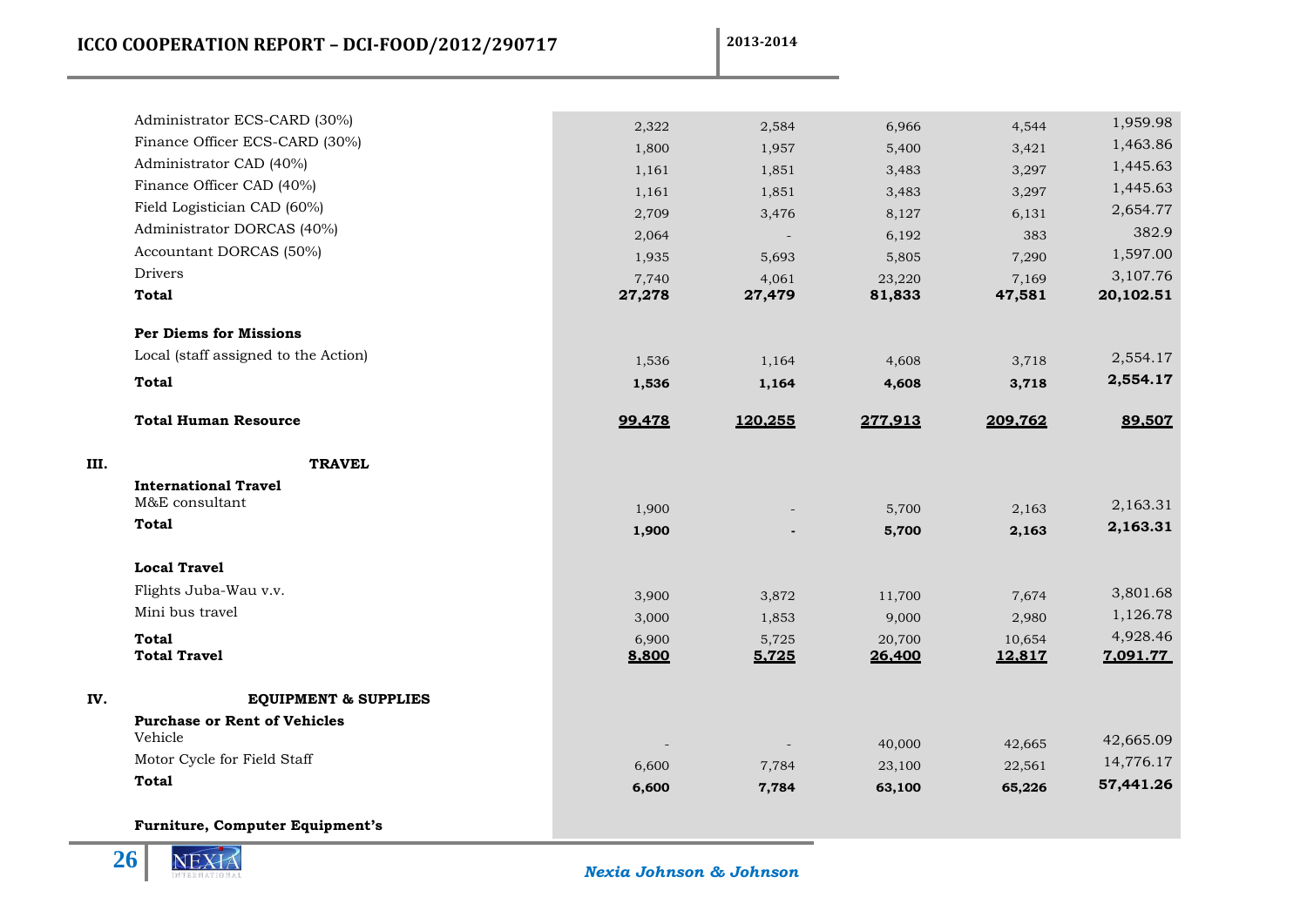| | | | | | | |
|---|---|---|---|---|---|---|
| | Administrator ECS-CARD (30%) | 2,322 | 2,584 | 6,966 | 4,544 | 1,959.98 |
| | Finance Officer ECS-CARD (30%) | 1,800 | 1,957 | 5,400 | 3,421 | 1,463.86 |
| | Administrator CAD (40%) | 1,161 | 1,851 | 3,483 | 3,297 | 1,445.63 |
| | Finance Officer CAD (40%) | 1,161 | 1,851 | 3,483 | 3,297 | 1,445.63 |
| | Field Logistician CAD (60%) | 2,709 | 3,476 | 8,127 | 6,131 | 2,654.77 |
| | Administrator DORCAS (40%) | 2,064 | - | 6,192 | 383 | 382.9 |
| | Accountant DORCAS (50%) | 1,935 | 5,693 | 5,805 | 7,290 | 1,597.00 |
| | Drivers | 7,740 | 4,061 | 23,220 | 7,169 | 3,107.76 |
| | **Total** | **27,278** | **27,479** | **81,833** | **47,581** | **20,102.51** |
| | **Per Diems for Missions** | | | | | |
| | Local (staff assigned to the Action) | 1,536 | 1,164 | 4,608 | 3,718 | 2,554.17 |
| | **Total** | **1,536** | **1,164** | **4,608** | **3,718** | **2,554.17** |
| | **Total Human Resource** | **99,478** | **120,255** | **277,913** | **209,762** | **89,507** |
| **III.** | **TRAVEL** | | | | | |
| | **International Travel** | | | | | |
| | M&E consultant | 1,900 | - | 5,700 | 2,163 | 2,163.31 |
| | **Total** | **1,900** | **-** | **5,700** | **2,163** | **2,163.31** |
| | **Local Travel** | | | | | |
| | Flights Juba-Wau v.v. | 3,900 | 3,872 | 11,700 | 7,674 | 3,801.68 |
| | Mini bus travel | 3,000 | 1,853 | 9,000 | 2,980 | 1,126.78 |
| | **Total** | 6,900 | 5,725 | 20,700 | 10,654 | 4,928.46 |
| | **Total Travel** | **8,800** | **5,725** | **26,400** | **12,817** | **7,091.77** |
| **IV.** | **EQUIPMENT & SUPPLIES** | | | | | |
| | **Purchase or Rent of Vehicles** | | | | | |
| | Vehicle | - | - | 40,000 | 42,665 | 42,665.09 |
| | Motor Cycle for Field Staff | 6,600 | 7,784 | 23,100 | 22,561 | 14,776.17 |
| | **Total** | **6,600** | **7,784** | **63,100** | **65,226** | **57,441.26** |
| | **Furniture, Computer Equipment's** | | | | | |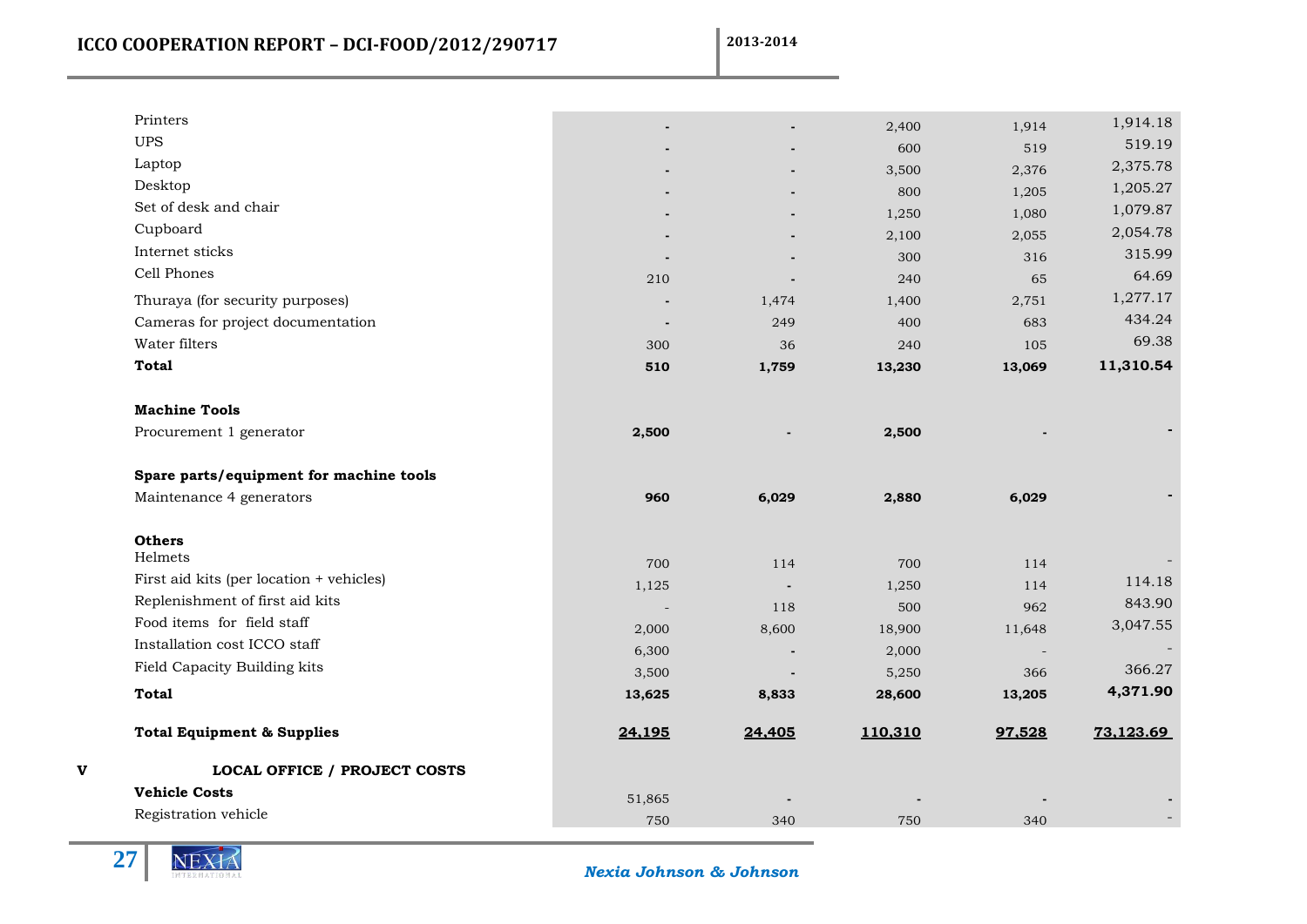| | | | | | |
|---|---|---|---|---|---|
| Printers | - | - | 2,400 | 1,914 | 1,914.18 |
| UPS | - | - | 600 | 519 | 519.19 |
| Laptop | - | - | 3,500 | 2,376 | 2,375.78 |
| Desktop | - | - | 800 | 1,205 | 1,205.27 |
| Set of desk and chair | - | - | 1,250 | 1,080 | 1,079.87 |
| Cupboard | - | - | 2,100 | 2,055 | 2,054.78 |
| Internet sticks | - | - | 300 | 316 | 315.99 |
| Cell Phones | 210 | - | 240 | 65 | 64.69 |
| Thuraya (for security purposes) | - | 1,474 | 1,400 | 2,751 | 1,277.17 |
| Cameras for project documentation | - | 249 | 400 | 683 | 434.24 |
| Water filters | 300 | 36 | 240 | 105 | 69.38 |
| **Total** | **510** | **1,759** | **13,230** | **13,069** | **11,310.54** |
| | | | | | |
| **Machine Tools** | | | | | |
| Procurement 1 generator | **2,500** | - | **2,500** | - | - |
| | | | | | |
| **Spare parts/equipment for machine tools** | | | | | |
| Maintenance 4 generators | **960** | **6,029** | **2,880** | **6,029** | - |
| | | | | | |
| **Others** | | | | | |
| Helmets | 700 | 114 | 700 | 114 | - |
| First aid kits (per location + vehicles) | 1,125 | - | 1,250 | 114 | 114.18 |
| Replenishment of first aid kits | - | 118 | 500 | 962 | 843.90 |
| Food items for field staff | 2,000 | 8,600 | 18,900 | 11,648 | 3,047.55 |
| Installation cost ICCO staff | 6,300 | - | 2,000 | - | - |
| Field Capacity Building kits | 3,500 | - | 5,250 | 366 | 366.27 |
| **Total** | **13,625** | **8,833** | **28,600** | **13,205** | **4,371.90** |
| | | | | | |
| **Total Equipment & Supplies** | **24,195** | **24,405** | **110,310** | **97,528** | **73,123.69** |
| | | | | | |
| **V LOCAL OFFICE / PROJECT COSTS** | | | | | |
| **Vehicle Costs** | 51,865 | - | - | - | - |
| Registration vehicle | 750 | 340 | 750 | 340 | - |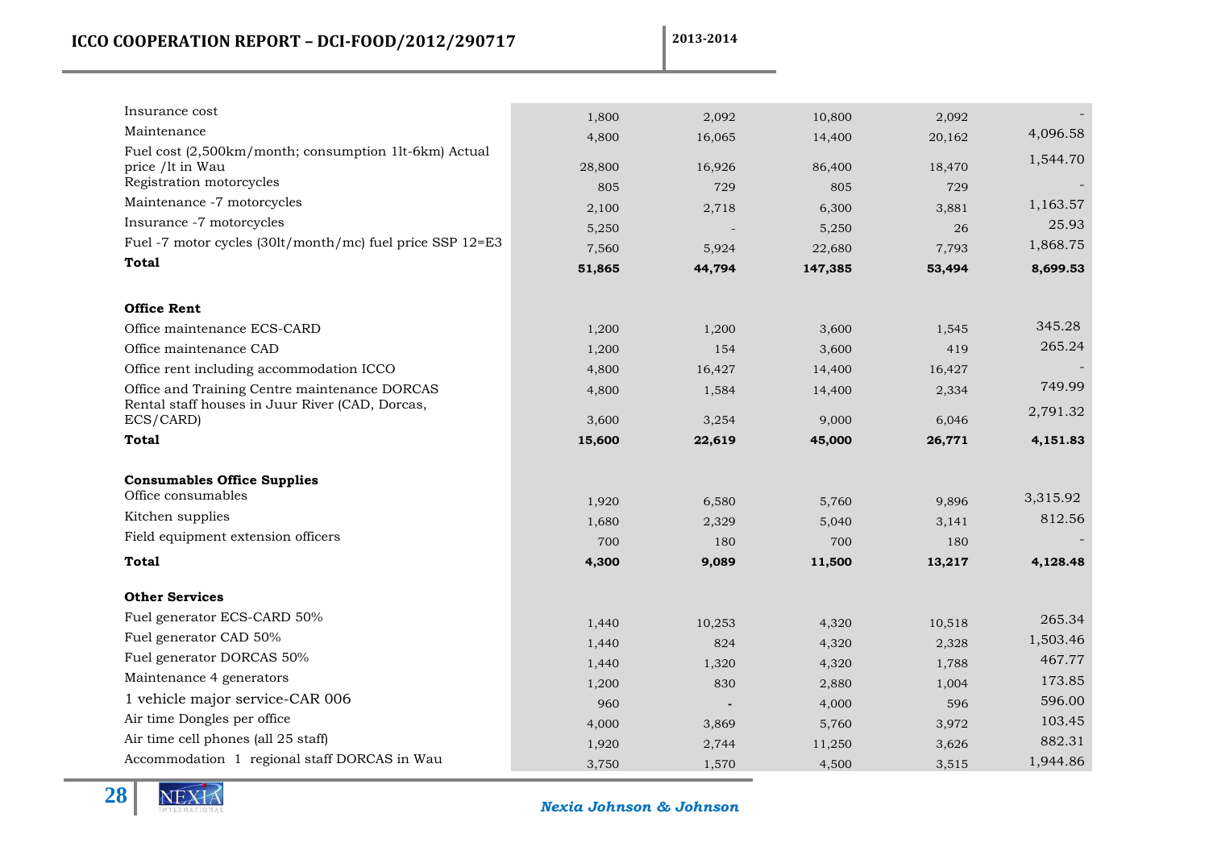| | | | | | |
|---|---|---|---|---|---|
| Insurance cost | 1,800 | 2,092 | 10,800 | 2,092 | - |
| Maintenance | 4,800 | 16,065 | 14,400 | 20,162 | 4,096.58 |
| Fuel cost (2,500km/month; consumption 1lt-6km) Actual price /lt in Wau | 28,800 | 16,926 | 86,400 | 18,470 | 1,544.70 |
| Registration motorcycles | 805 | 729 | 805 | 729 | - |
| Maintenance -7 motorcycles | 2,100 | 2,718 | 6,300 | 3,881 | 1,163.57 |
| Insurance -7 motorcycles | 5,250 | - | 5,250 | 26 | 25.93 |
| Fuel -7 motor cycles (30lt/month/mc) fuel price SSP 12=E3 | 7,560 | 5,924 | 22,680 | 7,793 | 1,868.75 |
| **Total** | **51,865** | **44,794** | **147,385** | **53,494** | **8,699.53** |
| | | | | | |
| **Office Rent** | | | | | |
| Office maintenance ECS-CARD | 1,200 | 1,200 | 3,600 | 1,545 | 345.28 |
| Office maintenance CAD | 1,200 | 154 | 3,600 | 419 | 265.24 |
| Office rent including accommodation ICCO | 4,800 | 16,427 | 14,400 | 16,427 | - |
| Office and Training Centre maintenance DORCAS | 4,800 | 1,584 | 14,400 | 2,334 | 749.99 |
| Rental staff houses in Juur River (CAD, Dorcas, ECS/CARD) | 3,600 | 3,254 | 9,000 | 6,046 | 2,791.32 |
| **Total** | **15,600** | **22,619** | **45,000** | **26,771** | **4,151.83** |
| | | | | | |
| **Consumables Office Supplies** | | | | | |
| Office consumables | 1,920 | 6,580 | 5,760 | 9,896 | 3,315.92 |
| Kitchen supplies | 1,680 | 2,329 | 5,040 | 3,141 | 812.56 |
| Field equipment extension officers | 700 | 180 | 700 | 180 | - |
| **Total** | **4,300** | **9,089** | **11,500** | **13,217** | **4,128.48** |
| | | | | | |
| **Other Services** | | | | | |
| Fuel generator ECS-CARD 50% | 1,440 | 10,253 | 4,320 | 10,518 | 265.34 |
| Fuel generator CAD 50% | 1,440 | 824 | 4,320 | 2,328 | 1,503.46 |
| Fuel generator DORCAS 50% | 1,440 | 1,320 | 4,320 | 1,788 | 467.77 |
| Maintenance 4 generators | 1,200 | 830 | 2,880 | 1,004 | 173.85 |
| 1 vehicle major service-CAR 006 | 960 | - | 4,000 | 596 | 596.00 |
| Air time Dongles per office | 4,000 | 3,869 | 5,760 | 3,972 | 103.45 |
| Air time cell phones (all 25 staff) | 1,920 | 2,744 | 11,250 | 3,626 | 882.31 |
| Accommodation 1 regional staff DORCAS in Wau | 3,750 | 1,570 | 4,500 | 3,515 | 1,944.86 |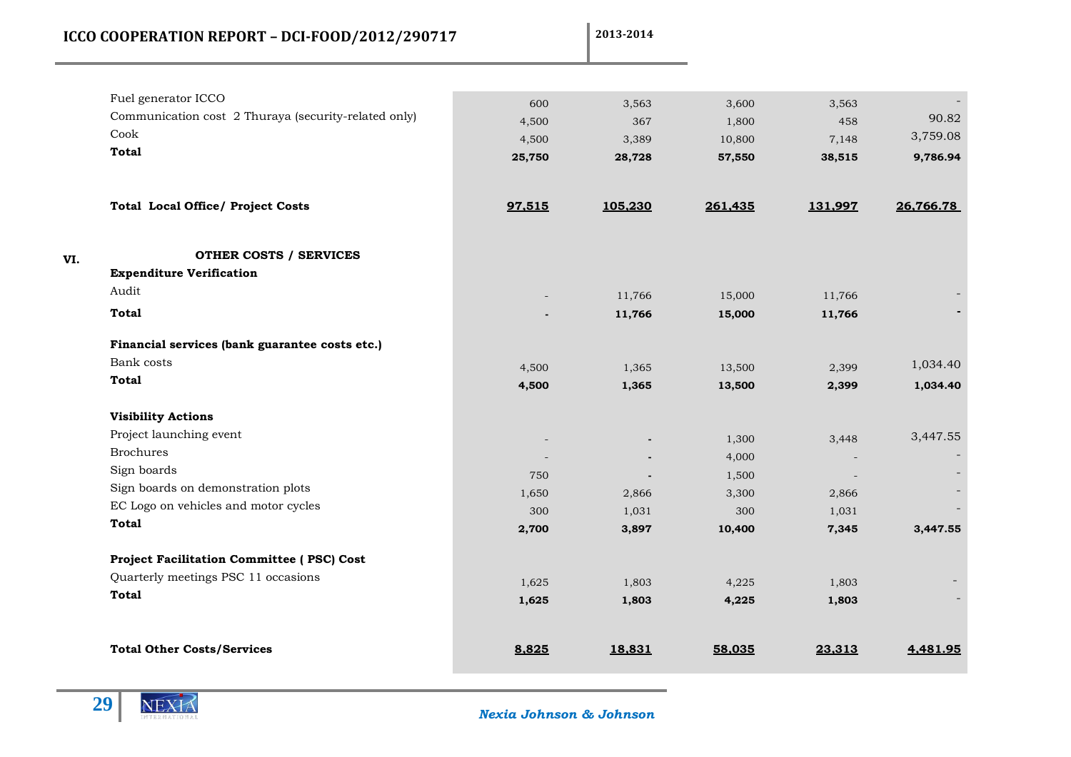| | | | | | |
|---|---|---|---|---|---|
| Fuel generator ICCO | 600 | 3,563 | 3,600 | 3,563 | - |
| Communication cost 2 Thuraya (security-related only) | 4,500 | 367 | 1,800 | 458 | 90.82 |
| Cook | 4,500 | 3,389 | 10,800 | 7,148 | 3,759.08 |
| **Total** | **25,750** | **28,728** | **57,550** | **38,515** | **9,786.94** |
| | | | | | |
| **Total Local Office/ Project Costs** | **97,515** | **105,230** | **261,435** | **131,997** | **26,766.78** |
| | | | | | |
| **VI. OTHER COSTS / SERVICES** | | | | | |
| **Expenditure Verification** | | | | | |
| Audit | - | 11,766 | 15,000 | 11,766 | - |
| **Total** | **-** | **11,766** | **15,000** | **11,766** | **-** |
| | | | | | |
| **Financial services (bank guarantee costs etc.)** | | | | | |
| Bank costs | 4,500 | 1,365 | 13,500 | 2,399 | 1,034.40 |
| **Total** | **4,500** | **1,365** | **13,500** | **2,399** | **1,034.40** |
| | | | | | |
| **Visibility Actions** | | | | | |
| Project launching event | - | - | 1,300 | 3,448 | 3,447.55 |
| Brochures | - | - | 4,000 | - | - |
| Sign boards | 750 | - | 1,500 | - | - |
| Sign boards on demonstration plots | 1,650 | 2,866 | 3,300 | 2,866 | - |
| EC Logo on vehicles and motor cycles | 300 | 1,031 | 300 | 1,031 | - |
| **Total** | **2,700** | **3,897** | **10,400** | **7,345** | **3,447.55** |
| | | | | | |
| **Project Facilitation Committee ( PSC) Cost** | | | | | |
| Quarterly meetings PSC 11 occasions | 1,625 | 1,803 | 4,225 | 1,803 | - |
| **Total** | **1,625** | **1,803** | **4,225** | **1,803** | - |
| | | | | | |
| **Total Other Costs/Services** | **8,825** | **18,831** | **58,035** | **23,313** | **4,481.95** |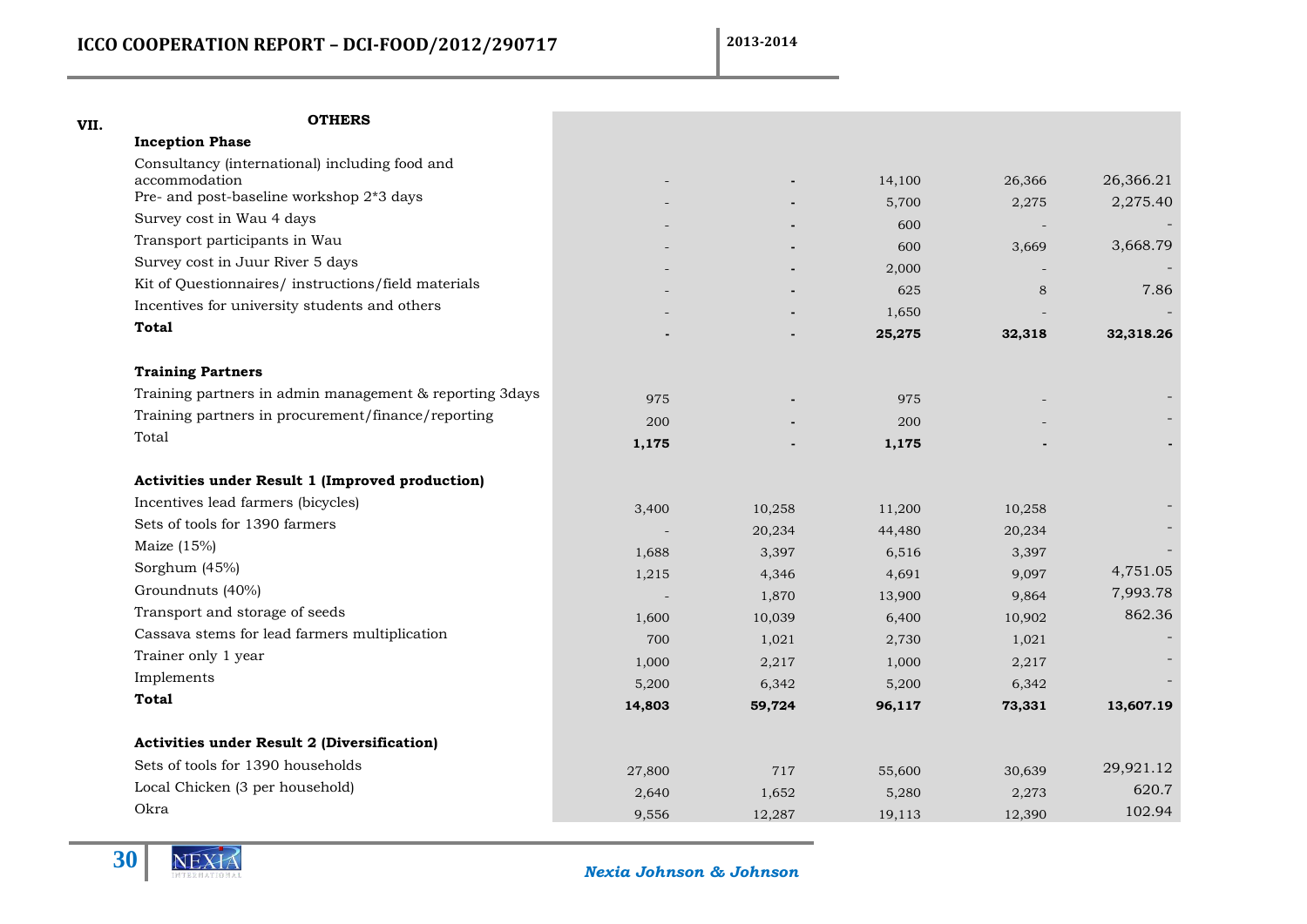## VII. OTHERS

| | | | | | |
|---|---|---|---|---|---|
| **Inception Phase** | | | | | |
| Consultancy (international) including food and accommodation | - | - | 14,100 | 26,366 | 26,366.21 |
| Pre- and post-baseline workshop 2*3 days | - | - | 5,700 | 2,275 | 2,275.40 |
| Survey cost in Wau 4 days | - | - | 600 | - | - |
| Transport participants in Wau | - | - | 600 | 3,669 | 3,668.79 |
| Survey cost in Juur River 5 days | - | - | 2,000 | - | - |
| Kit of Questionnaires/ instructions/field materials | - | - | 625 | 8 | 7.86 |
| Incentives for university students and others | - | - | 1,650 | - | - |
| **Total** | **-** | **-** | **25,275** | **32,318** | **32,318.26** |
| | | | | | |
| **Training Partners** | | | | | |
| Training partners in admin management & reporting 3days | 975 | - | 975 | - | - |
| Training partners in procurement/finance/reporting | 200 | - | 200 | - | - |
| Total | **1,175** | **-** | **1,175** | **-** | **-** |
| | | | | | |
| **Activities under Result 1 (Improved production)** | | | | | |
| Incentives lead farmers (bicycles) | 3,400 | 10,258 | 11,200 | 10,258 | - |
| Sets of tools for 1390 farmers | - | 20,234 | 44,480 | 20,234 | - |
| Maize (15%) | 1,688 | 3,397 | 6,516 | 3,397 | - |
| Sorghum (45%) | 1,215 | 4,346 | 4,691 | 9,097 | 4,751.05 |
| Groundnuts (40%) | - | 1,870 | 13,900 | 9,864 | 7,993.78 |
| Transport and storage of seeds | 1,600 | 10,039 | 6,400 | 10,902 | 862.36 |
| Cassava stems for lead farmers multiplication | 700 | 1,021 | 2,730 | 1,021 | - |
| Trainer only 1 year | 1,000 | 2,217 | 1,000 | 2,217 | - |
| Implements | 5,200 | 6,342 | 5,200 | 6,342 | - |
| **Total** | **14,803** | **59,724** | **96,117** | **73,331** | **13,607.19** |
| | | | | | |
| **Activities under Result 2 (Diversification)** | | | | | |
| Sets of tools for 1390 households | 27,800 | 717 | 55,600 | 30,639 | 29,921.12 |
| Local Chicken (3 per household) | 2,640 | 1,652 | 5,280 | 2,273 | 620.7 |
| Okra | 9,556 | 12,287 | 19,113 | 12,390 | 102.94 |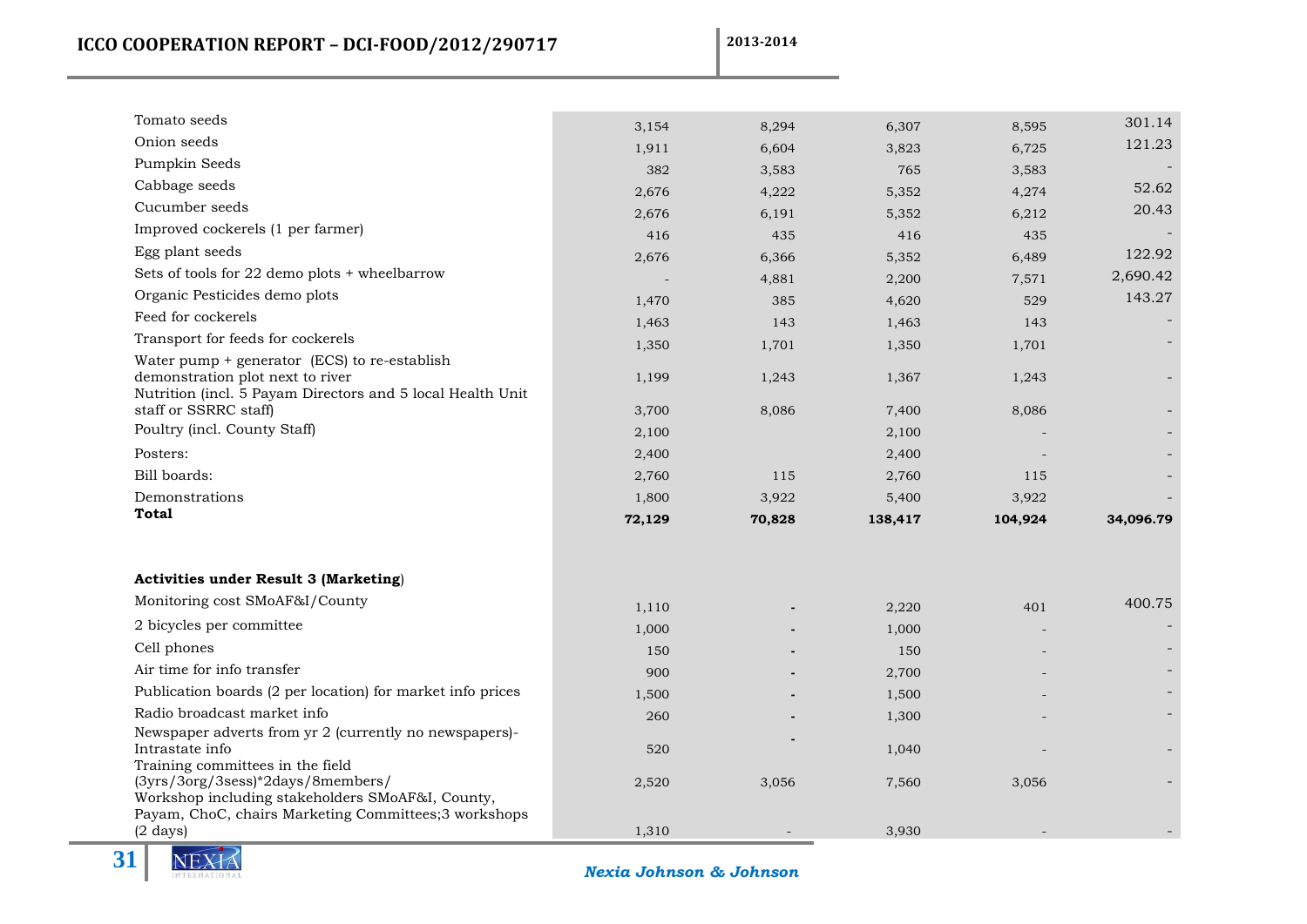| | | | | | |
|---|---|---|---|---|---|
| Tomato seeds | 3,154 | 8,294 | 6,307 | 8,595 | 301.14 |
| Onion seeds | 1,911 | 6,604 | 3,823 | 6,725 | 121.23 |
| Pumpkin Seeds | 382 | 3,583 | 765 | 3,583 | - |
| Cabbage seeds | 2,676 | 4,222 | 5,352 | 4,274 | 52.62 |
| Cucumber seeds | 2,676 | 6,191 | 5,352 | 6,212 | 20.43 |
| Improved cockerels (1 per farmer) | 416 | 435 | 416 | 435 | - |
| Egg plant seeds | 2,676 | 6,366 | 5,352 | 6,489 | 122.92 |
| Sets of tools for 22 demo plots + wheelbarrow | - | 4,881 | 2,200 | 7,571 | 2,690.42 |
| Organic Pesticides demo plots | 1,470 | 385 | 4,620 | 529 | 143.27 |
| Feed for cockerels | 1,463 | 143 | 1,463 | 143 | - |
| Transport for feeds for cockerels | 1,350 | 1,701 | 1,350 | 1,701 | - |
| Water pump + generator (ECS) to re-establish demonstration plot next to river | 1,199 | 1,243 | 1,367 | 1,243 | - |
| Nutrition (incl. 5 Payam Directors and 5 local Health Unit staff or SSRRC staff) | 3,700 | 8,086 | 7,400 | 8,086 | - |
| Poultry (incl. County Staff) | 2,100 | | 2,100 | - | - |
| Posters: | 2,400 | | 2,400 | - | - |
| Bill boards: | 2,760 | 115 | 2,760 | 115 | - |
| Demonstrations | 1,800 | 3,922 | 5,400 | 3,922 | - |
| **Total** | **72,129** | **70,828** | **138,417** | **104,924** | **34,096.79** |
| | | | | | |
| **Activities under Result 3 (Marketing)** | | | | | |
| Monitoring cost SMoAF&I/County | 1,110 | - | 2,220 | 401 | 400.75 |
| 2 bicycles per committee | 1,000 | - | 1,000 | - | - |
| Cell phones | 150 | - | 150 | - | - |
| Air time for info transfer | 900 | - | 2,700 | - | - |
| Publication boards (2 per location) for market info prices | 1,500 | - | 1,500 | - | - |
| Radio broadcast market info | 260 | - | 1,300 | - | - |
| Newspaper adverts from yr 2 (currently no newspapers)-Intrastate info | 520 | - | 1,040 | - | - |
| Training committees in the field (3yrs/3org/3sess)*2days/8members/ | 2,520 | 3,056 | 7,560 | 3,056 | - |
| Workshop including stakeholders SMoAF&I, County, Payam, ChoC, chairs Marketing Committees;3 workshops (2 days) | 1,310 | - | 3,930 | - | - |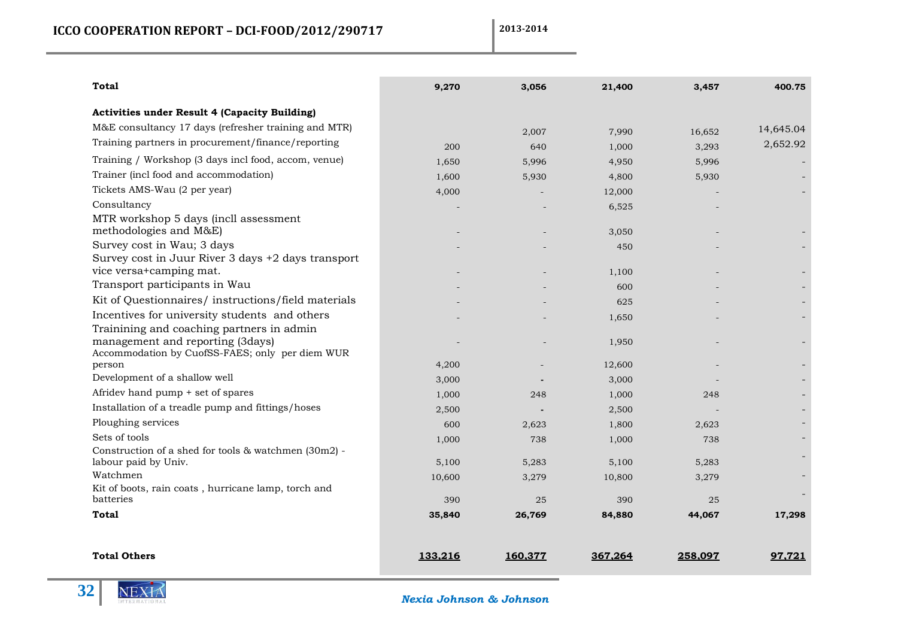| | | | | | |
|---|---|---|---|---|---|
| **Total** | **9,270** | **3,056** | **21,400** | **3,457** | **400.75** |
| **Activities under Result 4 (Capacity Building)** | | | | | |
| M&E consultancy 17 days (refresher training and MTR) | | 2,007 | 7,990 | 16,652 | 14,645.04 |
| Training partners in procurement/finance/reporting | 200 | 640 | 1,000 | 3,293 | 2,652.92 |
| Training / Workshop (3 days incl food, accom, venue) | 1,650 | 5,996 | 4,950 | 5,996 | - |
| Trainer (incl food and accommodation) | 1,600 | 5,930 | 4,800 | 5,930 | - |
| Tickets AMS-Wau (2 per year) | 4,000 | - | 12,000 | - | - |
| Consultancy | - | - | 6,525 | - | |
| MTR workshop 5 days (incll assessment methodologies and M&E) | - | - | 3,050 | - | - |
| Survey cost in Wau; 3 days | - | - | 450 | - | - |
| Survey cost in Juur River 3 days +2 days transport vice versa+camping mat. | - | - | 1,100 | - | - |
| Transport participants in Wau | - | - | 600 | - | - |
| Kit of Questionnaires/ instructions/field materials | - | - | 625 | - | - |
| Incentives for university students and others | - | - | 1,650 | - | - |
| Trainining and coaching partners in admin management and reporting (3days) | - | - | 1,950 | - | - |
| Accommodation by CuofSS-FAES; only per diem WUR person | 4,200 | - | 12,600 | - | - |
| Development of a shallow well | 3,000 | - | 3,000 | - | - |
| Afridev hand pump + set of spares | 1,000 | 248 | 1,000 | 248 | - |
| Installation of a treadle pump and fittings/hoses | 2,500 | - | 2,500 | - | - |
| Ploughing services | 600 | 2,623 | 1,800 | 2,623 | - |
| Sets of tools | 1,000 | 738 | 1,000 | 738 | - |
| Construction of a shed for tools & watchmen (30m2) - labour paid by Univ. | 5,100 | 5,283 | 5,100 | 5,283 | - |
| Watchmen | 10,600 | 3,279 | 10,800 | 3,279 | - |
| Kit of boots, rain coats , hurricane lamp, torch and batteries | 390 | 25 | 390 | 25 | - |
| **Total** | **35,840** | **26,769** | **84,880** | **44,067** | **17,298** |
| **Total Others** | **133,216** | **160,377** | **367,264** | **258,097** | **97,721** |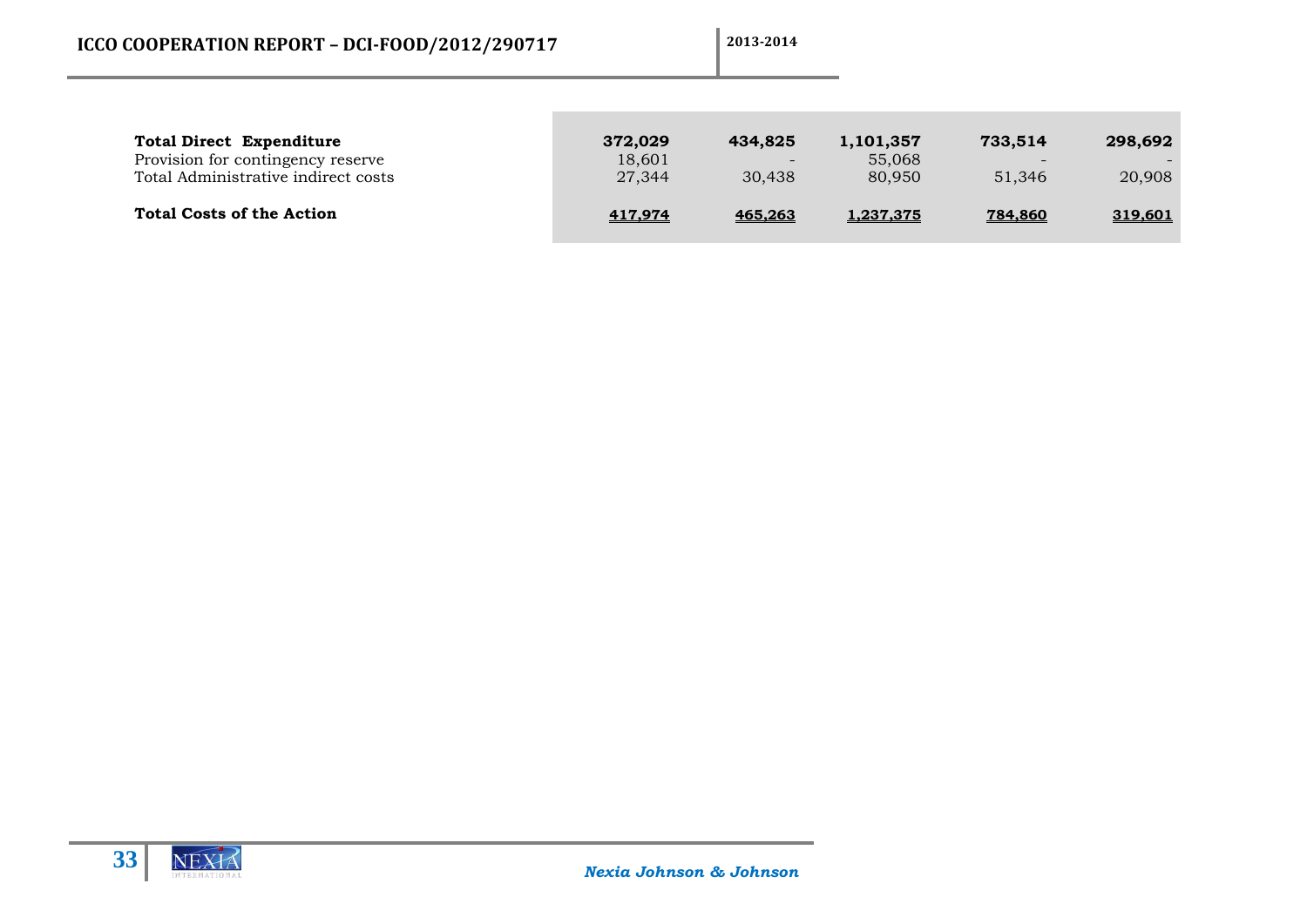| | | | | | |
|---|---|---|---|---|---|
| **Total Direct Expenditure** | **372,029** | **434,825** | **1,101,357** | **733,514** | **298,692** |
| Provision for contingency reserve | 18,601 | - | 55,068 | - | - |
| Total Administrative indirect costs | 27,344 | 30,438 | 80,950 | 51,346 | 20,908 |
| **Total Costs of the Action** | **417,974** | **465,263** | **1,237,375** | **784,860** | **319,601** |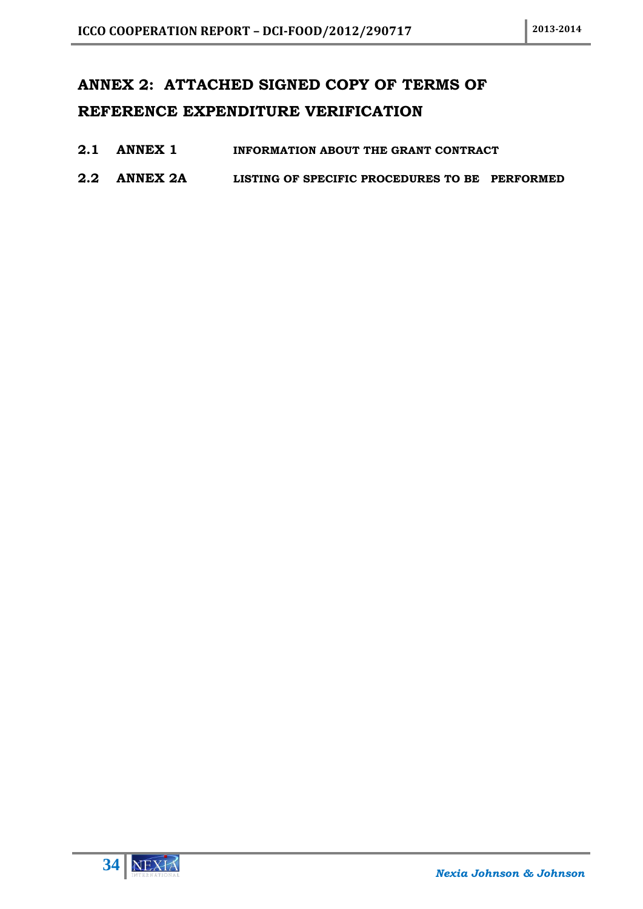# ANNEX 2: ATTACHED SIGNED COPY OF TERMS OF REFERENCE EXPENDITURE VERIFICATION

**2.1 ANNEX 1** **INFORMATION ABOUT THE GRANT CONTRACT**

**2.2 ANNEX 2A** **LISTING OF SPECIFIC PROCEDURES TO BE PERFORMED**